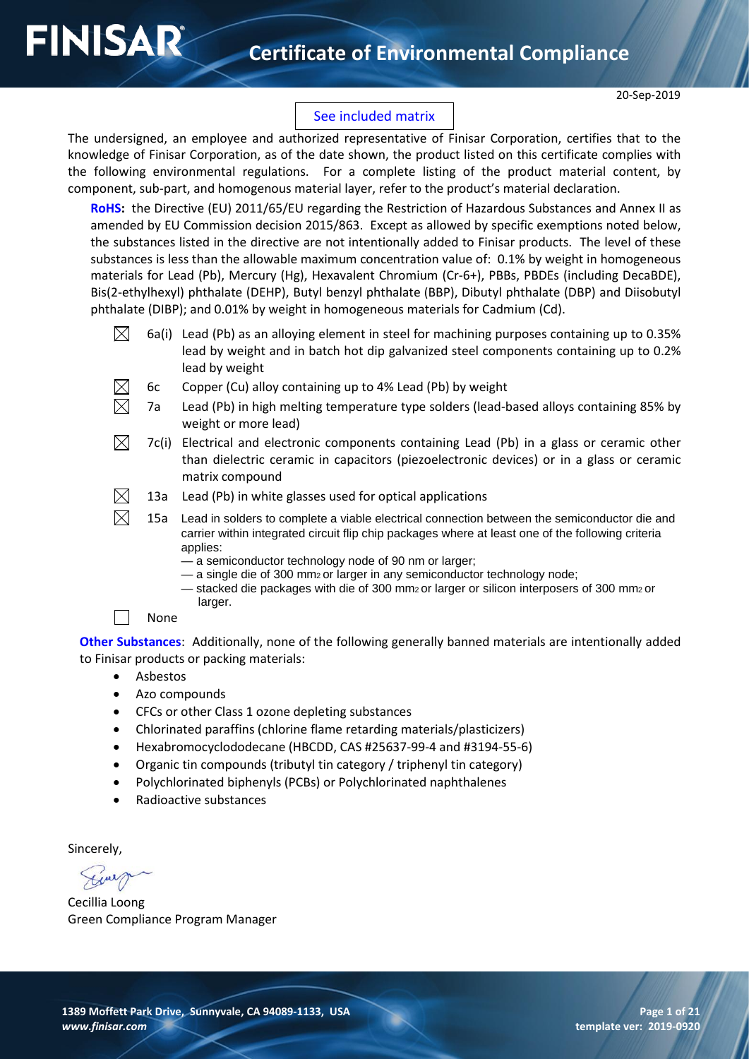# Certificate of Environmental Compliance

20-Sep-2019

See included matrix

The undersigned, an employee and authorized representative of Finisar Corporation, certifies that to the knowledge of Finisar Corporation, as of the date shown, the product listed on this certificate complies with the following environmental regulations. For a complete listing of the product material content, by component, sub-part, and homogenous material layer, refer to the product's material declaration.

**RoHS:** the Directive (EU) 2011/65/EU regarding the Restriction of Hazardous Substances and Annex II as amended by EU Commission decision 2015/863. Except as allowed by specific exemptions noted below, the substances listed in the directive are not intentionally added to Finisar products. The level of these substances is less than the allowable maximum concentration value of: 0.1% by weight in homogeneous materials for Lead (Pb), Mercury (Hg), Hexavalent Chromium (Cr-6+), PBBs, PBDEs (including DecaBDE), Bis(2-ethylhexyl) phthalate (DEHP), Butyl benzyl phthalate (BBP), Dibutyl phthalate (DBP) and Diisobutyl phthalate (DIBP); and 0.01% by weight in homogeneous materials for Cadmium (Cd).

- ☒ 6a(i) Lead (Pb) as an alloying element in steel for machining purposes containing up to 0.35% lead by weight and in batch hot dip galvanized steel components containing up to 0.2% lead by weight
- ☒ 6c Copper (Cu) alloy containing up to 4% Lead (Pb) by weight
- ☒ 7a Lead (Pb) in high melting temperature type solders (lead-based alloys containing 85% by weight or more lead)
- ☒ 7c(i) Electrical and electronic components containing Lead (Pb) in a glass or ceramic other than dielectric ceramic in capacitors (piezoelectronic devices) or in a glass or ceramic matrix compound
- ☒ 13a Lead (Pb) in white glasses used for optical applications
- ☒ 15a Lead in solders to complete a viable electrical connection between the semiconductor die and carrier within integrated circuit flip chip packages where at least one of the following criteria applies:
  - — a semiconductor technology node of 90 nm or larger;
  - — a single die of 300 $mm^2$ or larger in any semiconductor technology node;
  - — stacked die packages with die of 300 $mm^2$ or larger or silicon interposers of 300 $mm^2$ or larger.
- ☐ None

**Other Substances**: Additionally, none of the following generally banned materials are intentionally added to Finisar products or packing materials:

- Asbestos
- Azo compounds
- CFCs or other Class 1 ozone depleting substances
- Chlorinated paraffins (chlorine flame retarding materials/plasticizers)
- Hexabromocyclododecane (HBCDD, CAS #25637-99-4 and #3194-55-6)
- Organic tin compounds (tributyl tin category / triphenyl tin category)
- Polychlorinated biphenyls (PCBs) or Polychlorinated naphthalenes
- Radioactive substances

Sincerely,

Cecillia Loong
Green Compliance Program Manager

1389 Moffett Park Drive, Sunnyvale, CA 94089-1133, USA
*www.finisar.com*

template ver: 2019-0920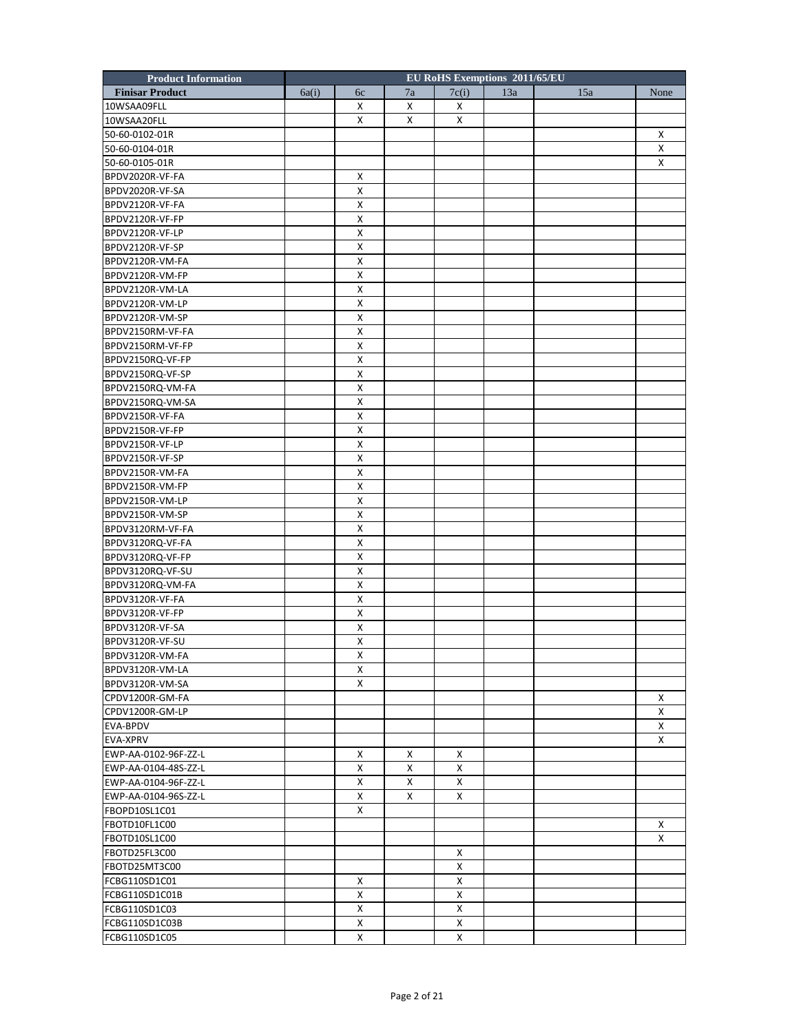| Product Information | EU RoHS Exemptions 2011/65/EU | | | | | |
|---|---|---|---|---|---|---|
| Finisar Product | 6a(i) | 6c | 7a | 7c(i) | 13a | 15a | None |
| 10WSAA09FLL | | X | X | X | | | |
| 10WSAA20FLL | | X | X | X | | | |
| 50-60-0102-01R | | | | | | | X |
| 50-60-0104-01R | | | | | | | X |
| 50-60-0105-01R | | | | | | | X |
| BPDV2020R-VF-FA | | X | | | | | |
| BPDV2020R-VF-SA | | X | | | | | |
| BPDV2120R-VF-FA | | X | | | | | |
| BPDV2120R-VF-FP | | X | | | | | |
| BPDV2120R-VF-LP | | X | | | | | |
| BPDV2120R-VF-SP | | X | | | | | |
| BPDV2120R-VM-FA | | X | | | | | |
| BPDV2120R-VM-FP | | X | | | | | |
| BPDV2120R-VM-LA | | X | | | | | |
| BPDV2120R-VM-LP | | X | | | | | |
| BPDV2120R-VM-SP | | X | | | | | |
| BPDV2150RM-VF-FA | | X | | | | | |
| BPDV2150RM-VF-FP | | X | | | | | |
| BPDV2150RQ-VF-FP | | X | | | | | |
| BPDV2150RQ-VF-SP | | X | | | | | |
| BPDV2150RQ-VM-FA | | X | | | | | |
| BPDV2150RQ-VM-SA | | X | | | | | |
| BPDV2150R-VF-FA | | X | | | | | |
| BPDV2150R-VF-FP | | X | | | | | |
| BPDV2150R-VF-LP | | X | | | | | |
| BPDV2150R-VF-SP | | X | | | | | |
| BPDV2150R-VM-FA | | X | | | | | |
| BPDV2150R-VM-FP | | X | | | | | |
| BPDV2150R-VM-LP | | X | | | | | |
| BPDV2150R-VM-SP | | X | | | | | |
| BPDV3120RM-VF-FA | | X | | | | | |
| BPDV3120RQ-VF-FA | | X | | | | | |
| BPDV3120RQ-VF-FP | | X | | | | | |
| BPDV3120RQ-VF-SU | | X | | | | | |
| BPDV3120RQ-VM-FA | | X | | | | | |
| BPDV3120R-VF-FA | | X | | | | | |
| BPDV3120R-VF-FP | | X | | | | | |
| BPDV3120R-VF-SA | | X | | | | | |
| BPDV3120R-VF-SU | | X | | | | | |
| BPDV3120R-VM-FA | | X | | | | | |
| BPDV3120R-VM-LA | | X | | | | | |
| BPDV3120R-VM-SA | | X | | | | | |
| CPDV1200R-GM-FA | | | | | | | X |
| CPDV1200R-GM-LP | | | | | | | X |
| EVA-BPDV | | | | | | | X |
| EVA-XPRV | | | | | | | X |
| EWP-AA-0102-96F-ZZ-L | | X | X | X | | | |
| EWP-AA-0104-48S-ZZ-L | | X | X | X | | | |
| EWP-AA-0104-96F-ZZ-L | | X | X | X | | | |
| EWP-AA-0104-96S-ZZ-L | | X | X | X | | | |
| FBOPD10SL1C01 | | X | | | | | |
| FBOTD10FL1C00 | | | | | | | X |
| FBOTD10SL1C00 | | | | | | | X |
| FBOTD25FL3C00 | | | | X | | | |
| FBOTD25MT3C00 | | | | X | | | |
| FCBG110SD1C01 | | X | | X | | | |
| FCBG110SD1C01B | | X | | X | | | |
| FCBG110SD1C03 | | X | | X | | | |
| FCBG110SD1C03B | | X | | X | | | |
| FCBG110SD1C05 | | X | | X | | | |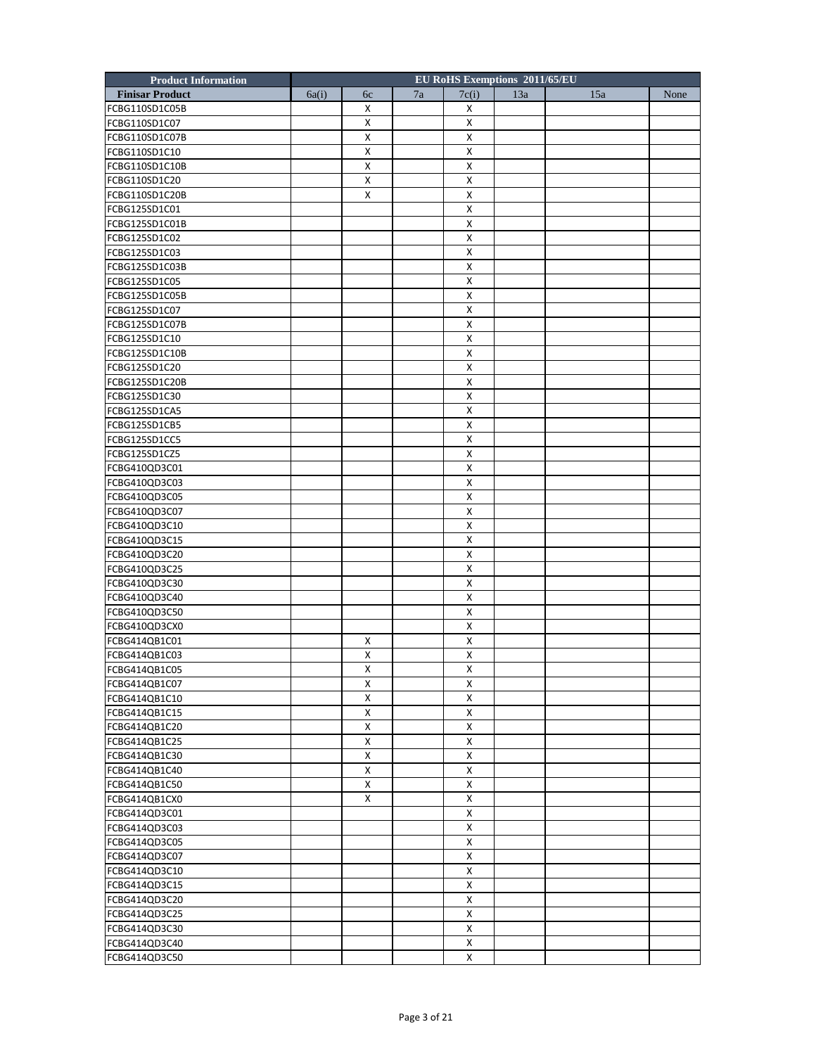| Product Information | EU RoHS Exemptions 2011/65/EU | | | | | | |
|---|---|---|---|---|---|---|---|
| Finisar Product | 6a(i) | 6c | 7a | 7c(i) | 13a | 15a | None |
| FCBG110SD1C05B | | X | | X | | | |
| FCBG110SD1C07 | | X | | X | | | |
| FCBG110SD1C07B | | X | | X | | | |
| FCBG110SD1C10 | | X | | X | | | |
| FCBG110SD1C10B | | X | | X | | | |
| FCBG110SD1C20 | | X | | X | | | |
| FCBG110SD1C20B | | X | | X | | | |
| FCBG125SD1C01 | | | | X | | | |
| FCBG125SD1C01B | | | | X | | | |
| FCBG125SD1C02 | | | | X | | | |
| FCBG125SD1C03 | | | | X | | | |
| FCBG125SD1C03B | | | | X | | | |
| FCBG125SD1C05 | | | | X | | | |
| FCBG125SD1C05B | | | | X | | | |
| FCBG125SD1C07 | | | | X | | | |
| FCBG125SD1C07B | | | | X | | | |
| FCBG125SD1C10 | | | | X | | | |
| FCBG125SD1C10B | | | | X | | | |
| FCBG125SD1C20 | | | | X | | | |
| FCBG125SD1C20B | | | | X | | | |
| FCBG125SD1C30 | | | | X | | | |
| FCBG125SD1CA5 | | | | X | | | |
| FCBG125SD1CB5 | | | | X | | | |
| FCBG125SD1CC5 | | | | X | | | |
| FCBG125SD1CZ5 | | | | X | | | |
| FCBG410QD3C01 | | | | X | | | |
| FCBG410QD3C03 | | | | X | | | |
| FCBG410QD3C05 | | | | X | | | |
| FCBG410QD3C07 | | | | X | | | |
| FCBG410QD3C10 | | | | X | | | |
| FCBG410QD3C15 | | | | X | | | |
| FCBG410QD3C20 | | | | X | | | |
| FCBG410QD3C25 | | | | X | | | |
| FCBG410QD3C30 | | | | X | | | |
| FCBG410QD3C40 | | | | X | | | |
| FCBG410QD3C50 | | | | X | | | |
| FCBG410QD3CX0 | | | | X | | | |
| FCBG414QB1C01 | | X | | X | | | |
| FCBG414QB1C03 | | X | | X | | | |
| FCBG414QB1C05 | | X | | X | | | |
| FCBG414QB1C07 | | X | | X | | | |
| FCBG414QB1C10 | | X | | X | | | |
| FCBG414QB1C15 | | X | | X | | | |
| FCBG414QB1C20 | | X | | X | | | |
| FCBG414QB1C25 | | X | | X | | | |
| FCBG414QB1C30 | | X | | X | | | |
| FCBG414QB1C40 | | X | | X | | | |
| FCBG414QB1C50 | | X | | X | | | |
| FCBG414QB1CX0 | | X | | X | | | |
| FCBG414QD3C01 | | | | X | | | |
| FCBG414QD3C03 | | | | X | | | |
| FCBG414QD3C05 | | | | X | | | |
| FCBG414QD3C07 | | | | X | | | |
| FCBG414QD3C10 | | | | X | | | |
| FCBG414QD3C15 | | | | X | | | |
| FCBG414QD3C20 | | | | X | | | |
| FCBG414QD3C25 | | | | X | | | |
| FCBG414QD3C30 | | | | X | | | |
| FCBG414QD3C40 | | | | X | | | |
| FCBG414QD3C50 | | | | X | | | |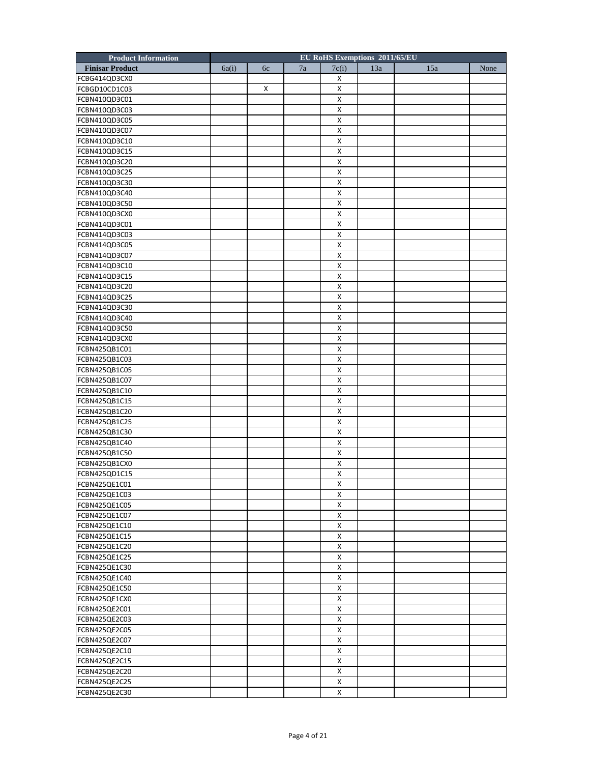| Product Information | EU RoHS Exemptions 2011/65/EU | | | | | | |
|---|---|---|---|---|---|---|---|
| Finisar Product | 6a(i) | 6c | 7a | 7c(i) | 13a | 15a | None |
| FCBG414QD3CX0 | | | | X | | | |
| FCBGD10CD1C03 | | X | | X | | | |
| FCBN410QD3C01 | | | | X | | | |
| FCBN410QD3C03 | | | | X | | | |
| FCBN410QD3C05 | | | | X | | | |
| FCBN410QD3C07 | | | | X | | | |
| FCBN410QD3C10 | | | | X | | | |
| FCBN410QD3C15 | | | | X | | | |
| FCBN410QD3C20 | | | | X | | | |
| FCBN410QD3C25 | | | | X | | | |
| FCBN410QD3C30 | | | | X | | | |
| FCBN410QD3C40 | | | | X | | | |
| FCBN410QD3C50 | | | | X | | | |
| FCBN410QD3CX0 | | | | X | | | |
| FCBN414QD3C01 | | | | X | | | |
| FCBN414QD3C03 | | | | X | | | |
| FCBN414QD3C05 | | | | X | | | |
| FCBN414QD3C07 | | | | X | | | |
| FCBN414QD3C10 | | | | X | | | |
| FCBN414QD3C15 | | | | X | | | |
| FCBN414QD3C20 | | | | X | | | |
| FCBN414QD3C25 | | | | X | | | |
| FCBN414QD3C30 | | | | X | | | |
| FCBN414QD3C40 | | | | X | | | |
| FCBN414QD3C50 | | | | X | | | |
| FCBN414QD3CX0 | | | | X | | | |
| FCBN425QB1C01 | | | | X | | | |
| FCBN425QB1C03 | | | | X | | | |
| FCBN425QB1C05 | | | | X | | | |
| FCBN425QB1C07 | | | | X | | | |
| FCBN425QB1C10 | | | | X | | | |
| FCBN425QB1C15 | | | | X | | | |
| FCBN425QB1C20 | | | | X | | | |
| FCBN425QB1C25 | | | | X | | | |
| FCBN425QB1C30 | | | | X | | | |
| FCBN425QB1C40 | | | | X | | | |
| FCBN425QB1C50 | | | | X | | | |
| FCBN425QB1CX0 | | | | X | | | |
| FCBN425QD1C15 | | | | X | | | |
| FCBN425QE1C01 | | | | X | | | |
| FCBN425QE1C03 | | | | X | | | |
| FCBN425QE1C05 | | | | X | | | |
| FCBN425QE1C07 | | | | X | | | |
| FCBN425QE1C10 | | | | X | | | |
| FCBN425QE1C15 | | | | X | | | |
| FCBN425QE1C20 | | | | X | | | |
| FCBN425QE1C25 | | | | X | | | |
| FCBN425QE1C30 | | | | X | | | |
| FCBN425QE1C40 | | | | X | | | |
| FCBN425QE1C50 | | | | X | | | |
| FCBN425QE1CX0 | | | | X | | | |
| FCBN425QE2C01 | | | | X | | | |
| FCBN425QE2C03 | | | | X | | | |
| FCBN425QE2C05 | | | | X | | | |
| FCBN425QE2C07 | | | | X | | | |
| FCBN425QE2C10 | | | | X | | | |
| FCBN425QE2C15 | | | | X | | | |
| FCBN425QE2C20 | | | | X | | | |
| FCBN425QE2C25 | | | | X | | | |
| FCBN425QE2C30 | | | | X | | | |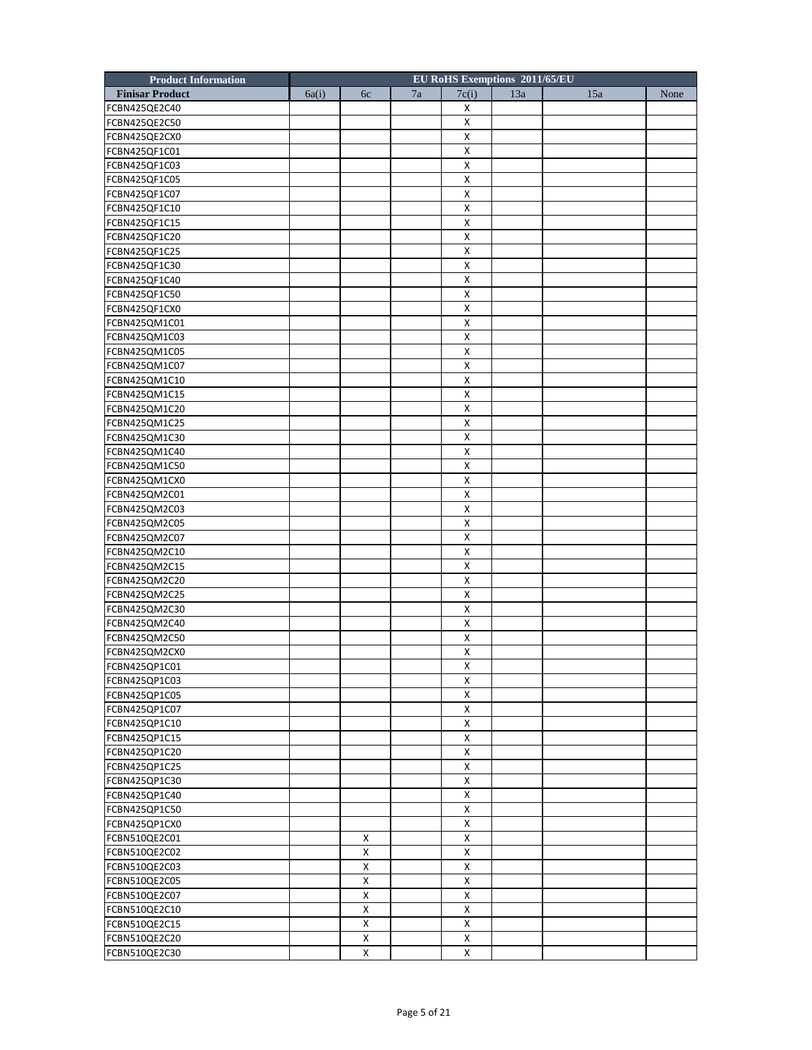| Product Information | EU RoHS Exemptions 2011/65/EU | | | | | | |
|---|---|---|---|---|---|---|---|
| **Finisar Product** | 6a(i) | 6c | 7a | 7c(i) | 13a | 15a | None |
| FCBN425QE2C40 | | | | X | | | |
| FCBN425QE2C50 | | | | X | | | |
| FCBN425QE2CX0 | | | | X | | | |
| FCBN425QF1C01 | | | | X | | | |
| FCBN425QF1C03 | | | | X | | | |
| FCBN425QF1C05 | | | | X | | | |
| FCBN425QF1C07 | | | | X | | | |
| FCBN425QF1C10 | | | | X | | | |
| FCBN425QF1C15 | | | | X | | | |
| FCBN425QF1C20 | | | | X | | | |
| FCBN425QF1C25 | | | | X | | | |
| FCBN425QF1C30 | | | | X | | | |
| FCBN425QF1C40 | | | | X | | | |
| FCBN425QF1C50 | | | | X | | | |
| FCBN425QF1CX0 | | | | X | | | |
| FCBN425QM1C01 | | | | X | | | |
| FCBN425QM1C03 | | | | X | | | |
| FCBN425QM1C05 | | | | X | | | |
| FCBN425QM1C07 | | | | X | | | |
| FCBN425QM1C10 | | | | X | | | |
| FCBN425QM1C15 | | | | X | | | |
| FCBN425QM1C20 | | | | X | | | |
| FCBN425QM1C25 | | | | X | | | |
| FCBN425QM1C30 | | | | X | | | |
| FCBN425QM1C40 | | | | X | | | |
| FCBN425QM1C50 | | | | X | | | |
| FCBN425QM1CX0 | | | | X | | | |
| FCBN425QM2C01 | | | | X | | | |
| FCBN425QM2C03 | | | | X | | | |
| FCBN425QM2C05 | | | | X | | | |
| FCBN425QM2C07 | | | | X | | | |
| FCBN425QM2C10 | | | | X | | | |
| FCBN425QM2C15 | | | | X | | | |
| FCBN425QM2C20 | | | | X | | | |
| FCBN425QM2C25 | | | | X | | | |
| FCBN425QM2C30 | | | | X | | | |
| FCBN425QM2C40 | | | | X | | | |
| FCBN425QM2C50 | | | | X | | | |
| FCBN425QM2CX0 | | | | X | | | |
| FCBN425QP1C01 | | | | X | | | |
| FCBN425QP1C03 | | | | X | | | |
| FCBN425QP1C05 | | | | X | | | |
| FCBN425QP1C07 | | | | X | | | |
| FCBN425QP1C10 | | | | X | | | |
| FCBN425QP1C15 | | | | X | | | |
| FCBN425QP1C20 | | | | X | | | |
| FCBN425QP1C25 | | | | X | | | |
| FCBN425QP1C30 | | | | X | | | |
| FCBN425QP1C40 | | | | X | | | |
| FCBN425QP1C50 | | | | X | | | |
| FCBN425QP1CX0 | | | | X | | | |
| FCBN510QE2C01 | | X | | X | | | |
| FCBN510QE2C02 | | X | | X | | | |
| FCBN510QE2C03 | | X | | X | | | |
| FCBN510QE2C05 | | X | | X | | | |
| FCBN510QE2C07 | | X | | X | | | |
| FCBN510QE2C10 | | X | | X | | | |
| FCBN510QE2C15 | | X | | X | | | |
| FCBN510QE2C20 | | X | | X | | | |
| FCBN510QE2C30 | | X | | X | | | |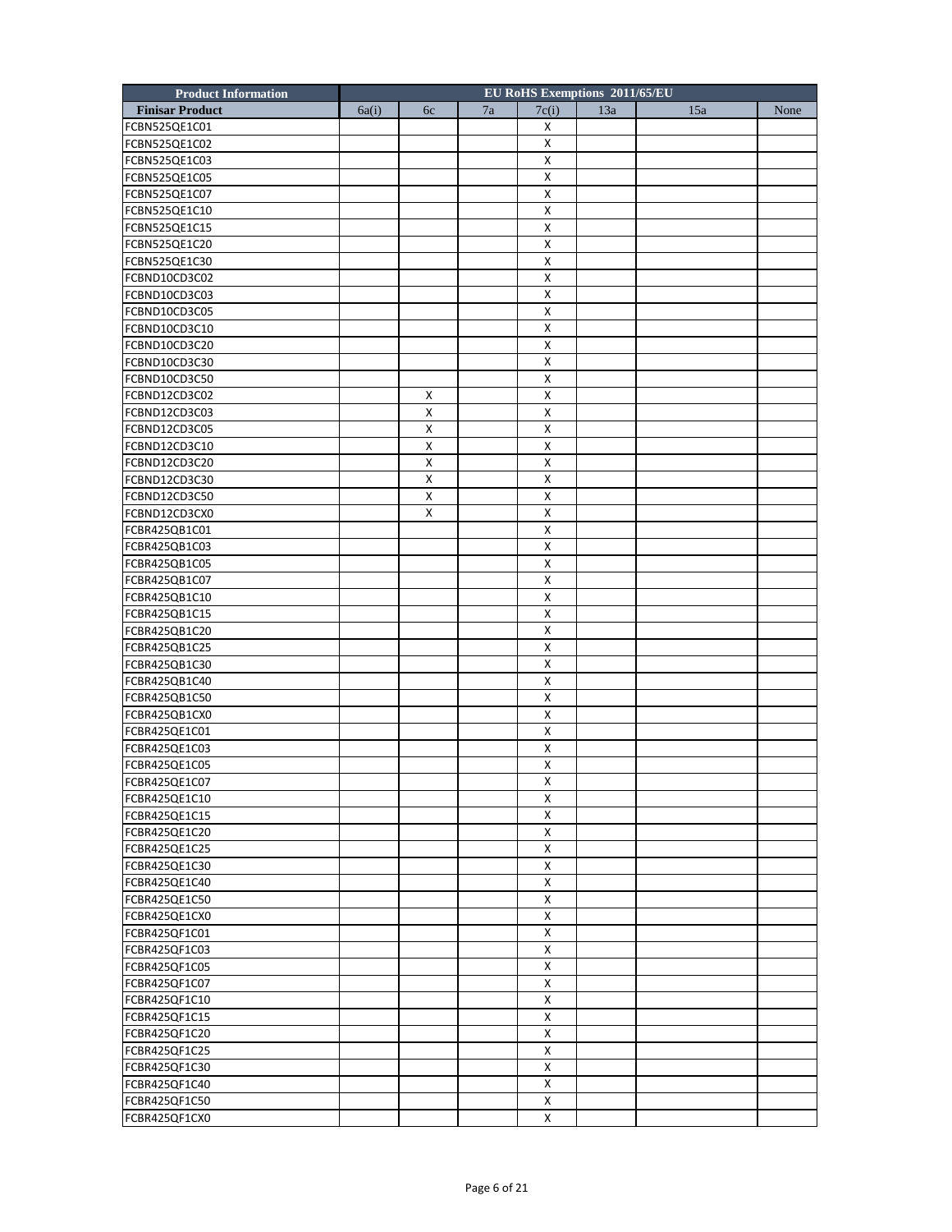| Product Information | EU RoHS Exemptions 2011/65/EU | | | | | | |
|---|---|---|---|---|---|---|---|
| Finisar Product | 6a(i) | 6c | 7a | 7c(i) | 13a | 15a | None |
| FCBN525QE1C01 | | | | X | | | |
| FCBN525QE1C02 | | | | X | | | |
| FCBN525QE1C03 | | | | X | | | |
| FCBN525QE1C05 | | | | X | | | |
| FCBN525QE1C07 | | | | X | | | |
| FCBN525QE1C10 | | | | X | | | |
| FCBN525QE1C15 | | | | X | | | |
| FCBN525QE1C20 | | | | X | | | |
| FCBN525QE1C30 | | | | X | | | |
| FCBND10CD3C02 | | | | X | | | |
| FCBND10CD3C03 | | | | X | | | |
| FCBND10CD3C05 | | | | X | | | |
| FCBND10CD3C10 | | | | X | | | |
| FCBND10CD3C20 | | | | X | | | |
| FCBND10CD3C30 | | | | X | | | |
| FCBND10CD3C50 | | | | X | | | |
| FCBND12CD3C02 | | X | | X | | | |
| FCBND12CD3C03 | | X | | X | | | |
| FCBND12CD3C05 | | X | | X | | | |
| FCBND12CD3C10 | | X | | X | | | |
| FCBND12CD3C20 | | X | | X | | | |
| FCBND12CD3C30 | | X | | X | | | |
| FCBND12CD3C50 | | X | | X | | | |
| FCBND12CD3CX0 | | X | | X | | | |
| FCBR425QB1C01 | | | | X | | | |
| FCBR425QB1C03 | | | | X | | | |
| FCBR425QB1C05 | | | | X | | | |
| FCBR425QB1C07 | | | | X | | | |
| FCBR425QB1C10 | | | | X | | | |
| FCBR425QB1C15 | | | | X | | | |
| FCBR425QB1C20 | | | | X | | | |
| FCBR425QB1C25 | | | | X | | | |
| FCBR425QB1C30 | | | | X | | | |
| FCBR425QB1C40 | | | | X | | | |
| FCBR425QB1C50 | | | | X | | | |
| FCBR425QB1CX0 | | | | X | | | |
| FCBR425QE1C01 | | | | X | | | |
| FCBR425QE1C03 | | | | X | | | |
| FCBR425QE1C05 | | | | X | | | |
| FCBR425QE1C07 | | | | X | | | |
| FCBR425QE1C10 | | | | X | | | |
| FCBR425QE1C15 | | | | X | | | |
| FCBR425QE1C20 | | | | X | | | |
| FCBR425QE1C25 | | | | X | | | |
| FCBR425QE1C30 | | | | X | | | |
| FCBR425QE1C40 | | | | X | | | |
| FCBR425QE1C50 | | | | X | | | |
| FCBR425QE1CX0 | | | | X | | | |
| FCBR425QF1C01 | | | | X | | | |
| FCBR425QF1C03 | | | | X | | | |
| FCBR425QF1C05 | | | | X | | | |
| FCBR425QF1C07 | | | | X | | | |
| FCBR425QF1C10 | | | | X | | | |
| FCBR425QF1C15 | | | | X | | | |
| FCBR425QF1C20 | | | | X | | | |
| FCBR425QF1C25 | | | | X | | | |
| FCBR425QF1C30 | | | | X | | | |
| FCBR425QF1C40 | | | | X | | | |
| FCBR425QF1C50 | | | | X | | | |
| FCBR425QF1CX0 | | | | X | | | |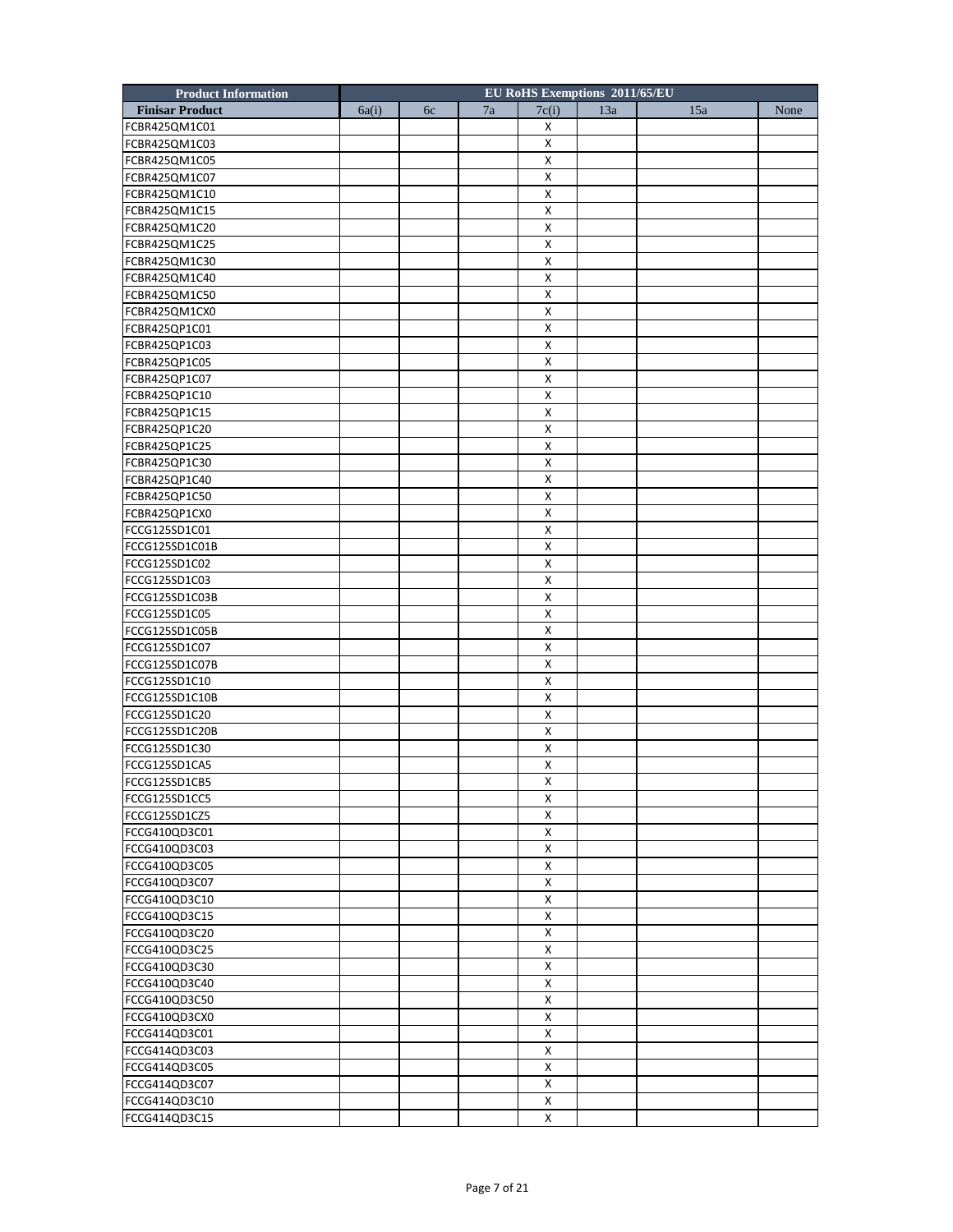| Product Information | EU RoHS Exemptions 2011/65/EU | | | | | | |
|---|---|---|---|---|---|---|---|
| **Finisar Product** | 6a(i) | 6c | 7a | 7c(i) | 13a | 15a | None |
| FCBR425QM1C01 | | | | X | | | |
| FCBR425QM1C03 | | | | X | | | |
| FCBR425QM1C05 | | | | X | | | |
| FCBR425QM1C07 | | | | X | | | |
| FCBR425QM1C10 | | | | X | | | |
| FCBR425QM1C15 | | | | X | | | |
| FCBR425QM1C20 | | | | X | | | |
| FCBR425QM1C25 | | | | X | | | |
| FCBR425QM1C30 | | | | X | | | |
| FCBR425QM1C40 | | | | X | | | |
| FCBR425QM1C50 | | | | X | | | |
| FCBR425QM1CX0 | | | | X | | | |
| FCBR425QP1C01 | | | | X | | | |
| FCBR425QP1C03 | | | | X | | | |
| FCBR425QP1C05 | | | | X | | | |
| FCBR425QP1C07 | | | | X | | | |
| FCBR425QP1C10 | | | | X | | | |
| FCBR425QP1C15 | | | | X | | | |
| FCBR425QP1C20 | | | | X | | | |
| FCBR425QP1C25 | | | | X | | | |
| FCBR425QP1C30 | | | | X | | | |
| FCBR425QP1C40 | | | | X | | | |
| FCBR425QP1C50 | | | | X | | | |
| FCBR425QP1CX0 | | | | X | | | |
| FCCG125SD1C01 | | | | X | | | |
| FCCG125SD1C01B | | | | X | | | |
| FCCG125SD1C02 | | | | X | | | |
| FCCG125SD1C03 | | | | X | | | |
| FCCG125SD1C03B | | | | X | | | |
| FCCG125SD1C05 | | | | X | | | |
| FCCG125SD1C05B | | | | X | | | |
| FCCG125SD1C07 | | | | X | | | |
| FCCG125SD1C07B | | | | X | | | |
| FCCG125SD1C10 | | | | X | | | |
| FCCG125SD1C10B | | | | X | | | |
| FCCG125SD1C20 | | | | X | | | |
| FCCG125SD1C20B | | | | X | | | |
| FCCG125SD1C30 | | | | X | | | |
| FCCG125SD1CA5 | | | | X | | | |
| FCCG125SD1CB5 | | | | X | | | |
| FCCG125SD1CC5 | | | | X | | | |
| FCCG125SD1CZ5 | | | | X | | | |
| FCCG410QD3C01 | | | | X | | | |
| FCCG410QD3C03 | | | | X | | | |
| FCCG410QD3C05 | | | | X | | | |
| FCCG410QD3C07 | | | | X | | | |
| FCCG410QD3C10 | | | | X | | | |
| FCCG410QD3C15 | | | | X | | | |
| FCCG410QD3C20 | | | | X | | | |
| FCCG410QD3C25 | | | | X | | | |
| FCCG410QD3C30 | | | | X | | | |
| FCCG410QD3C40 | | | | X | | | |
| FCCG410QD3C50 | | | | X | | | |
| FCCG410QD3CX0 | | | | X | | | |
| FCCG414QD3C01 | | | | X | | | |
| FCCG414QD3C03 | | | | X | | | |
| FCCG414QD3C05 | | | | X | | | |
| FCCG414QD3C07 | | | | X | | | |
| FCCG414QD3C10 | | | | X | | | |
| FCCG414QD3C15 | | | | X | | | |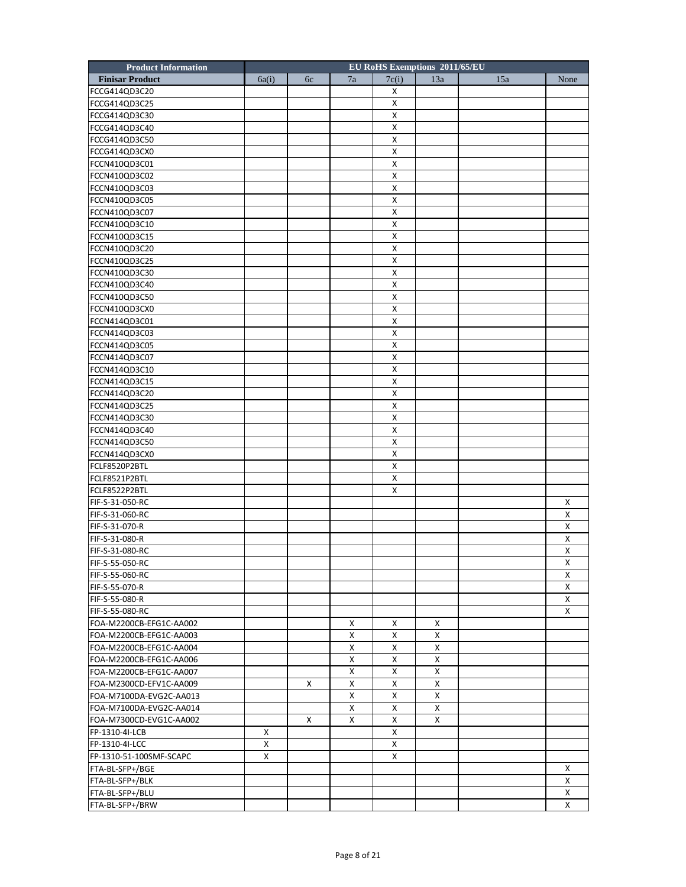| Product Information | EU RoHS Exemptions 2011/65/EU | | | | | | |
|---|---|---|---|---|---|---|---|
| Finisar Product | 6a(i) | 6c | 7a | 7c(i) | 13a | 15a | None |
| FCCG414QD3C20 | | | | X | | | |
| FCCG414QD3C25 | | | | X | | | |
| FCCG414QD3C30 | | | | X | | | |
| FCCG414QD3C40 | | | | X | | | |
| FCCG414QD3C50 | | | | X | | | |
| FCCG414QD3CX0 | | | | X | | | |
| FCCN410QD3C01 | | | | X | | | |
| FCCN410QD3C02 | | | | X | | | |
| FCCN410QD3C03 | | | | X | | | |
| FCCN410QD3C05 | | | | X | | | |
| FCCN410QD3C07 | | | | X | | | |
| FCCN410QD3C10 | | | | X | | | |
| FCCN410QD3C15 | | | | X | | | |
| FCCN410QD3C20 | | | | X | | | |
| FCCN410QD3C25 | | | | X | | | |
| FCCN410QD3C30 | | | | X | | | |
| FCCN410QD3C40 | | | | X | | | |
| FCCN410QD3C50 | | | | X | | | |
| FCCN410QD3CX0 | | | | X | | | |
| FCCN414QD3C01 | | | | X | | | |
| FCCN414QD3C03 | | | | X | | | |
| FCCN414QD3C05 | | | | X | | | |
| FCCN414QD3C07 | | | | X | | | |
| FCCN414QD3C10 | | | | X | | | |
| FCCN414QD3C15 | | | | X | | | |
| FCCN414QD3C20 | | | | X | | | |
| FCCN414QD3C25 | | | | X | | | |
| FCCN414QD3C30 | | | | X | | | |
| FCCN414QD3C40 | | | | X | | | |
| FCCN414QD3C50 | | | | X | | | |
| FCCN414QD3CX0 | | | | X | | | |
| FCLF8520P2BTL | | | | X | | | |
| FCLF8521P2BTL | | | | X | | | |
| FCLF8522P2BTL | | | | X | | | |
| FIF-S-31-050-RC | | | | | | | X |
| FIF-S-31-060-RC | | | | | | | X |
| FIF-S-31-070-R | | | | | | | X |
| FIF-S-31-080-R | | | | | | | X |
| FIF-S-31-080-RC | | | | | | | X |
| FIF-S-55-050-RC | | | | | | | X |
| FIF-S-55-060-RC | | | | | | | X |
| FIF-S-55-070-R | | | | | | | X |
| FIF-S-55-080-R | | | | | | | X |
| FIF-S-55-080-RC | | | | | | | X |
| FOA-M2200CB-EFG1C-AA002 | | | X | X | X | | |
| FOA-M2200CB-EFG1C-AA003 | | | X | X | X | | |
| FOA-M2200CB-EFG1C-AA004 | | | X | X | X | | |
| FOA-M2200CB-EFG1C-AA006 | | | X | X | X | | |
| FOA-M2200CB-EFG1C-AA007 | | | X | X | X | | |
| FOA-M2300CD-EFV1C-AA009 | | X | X | X | X | | |
| FOA-M7100DA-EVG2C-AA013 | | | X | X | X | | |
| FOA-M7100DA-EVG2C-AA014 | | | X | X | X | | |
| FOA-M7300CD-EVG1C-AA002 | | X | X | X | X | | |
| FP-1310-4I-LCB | X | | | X | | | |
| FP-1310-4I-LCC | X | | | X | | | |
| FP-1310-51-100SMF-SCAPC | X | | | X | | | |
| FTA-BL-SFP+/BGE | | | | | | | X |
| FTA-BL-SFP+/BLK | | | | | | | X |
| FTA-BL-SFP+/BLU | | | | | | | X |
| FTA-BL-SFP+/BRW | | | | | | | X |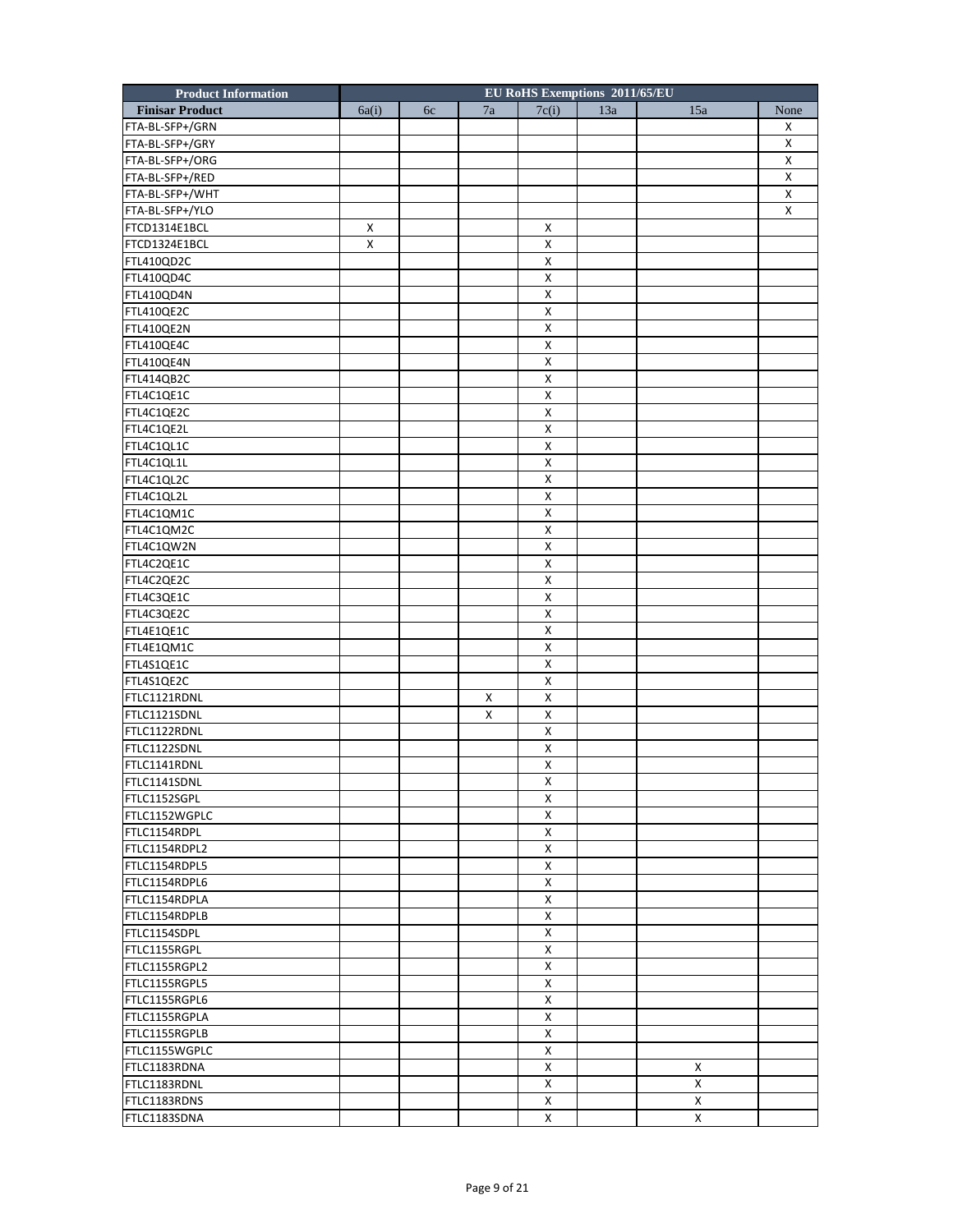| Product Information | EU RoHS Exemptions 2011/65/EU | | | | | | |
|---|---|---|---|---|---|---|---|
| Finisar Product | 6a(i) | 6c | 7a | 7c(i) | 13a | 15a | None |
| FTA-BL-SFP+/GRN | | | | | | | X |
| FTA-BL-SFP+/GRY | | | | | | | X |
| FTA-BL-SFP+/ORG | | | | | | | X |
| FTA-BL-SFP+/RED | | | | | | | X |
| FTA-BL-SFP+/WHT | | | | | | | X |
| FTA-BL-SFP+/YLO | | | | | | | X |
| FTCD1314E1BCL | X | | | X | | | |
| FTCD1324E1BCL | X | | | X | | | |
| FTL410QD2C | | | | X | | | |
| FTL410QD4C | | | | X | | | |
| FTL410QD4N | | | | X | | | |
| FTL410QE2C | | | | X | | | |
| FTL410QE2N | | | | X | | | |
| FTL410QE4C | | | | X | | | |
| FTL410QE4N | | | | X | | | |
| FTL414QB2C | | | | X | | | |
| FTL4C1QE1C | | | | X | | | |
| FTL4C1QE2C | | | | X | | | |
| FTL4C1QE2L | | | | X | | | |
| FTL4C1QL1C | | | | X | | | |
| FTL4C1QL1L | | | | X | | | |
| FTL4C1QL2C | | | | X | | | |
| FTL4C1QL2L | | | | X | | | |
| FTL4C1QM1C | | | | X | | | |
| FTL4C1QM2C | | | | X | | | |
| FTL4C1QW2N | | | | X | | | |
| FTL4C2QE1C | | | | X | | | |
| FTL4C2QE2C | | | | X | | | |
| FTL4C3QE1C | | | | X | | | |
| FTL4C3QE2C | | | | X | | | |
| FTL4E1QE1C | | | | X | | | |
| FTL4E1QM1C | | | | X | | | |
| FTL4S1QE1C | | | | X | | | |
| FTL4S1QE2C | | | | X | | | |
| FTLC1121RDNL | | | X | X | | | |
| FTLC1121SDNL | | | X | X | | | |
| FTLC1122RDNL | | | | X | | | |
| FTLC1122SDNL | | | | X | | | |
| FTLC1141RDNL | | | | X | | | |
| FTLC1141SDNL | | | | X | | | |
| FTLC1152SGPL | | | | X | | | |
| FTLC1152WGPLC | | | | X | | | |
| FTLC1154RDPL | | | | X | | | |
| FTLC1154RDPL2 | | | | X | | | |
| FTLC1154RDPL5 | | | | X | | | |
| FTLC1154RDPL6 | | | | X | | | |
| FTLC1154RDPLA | | | | X | | | |
| FTLC1154RDPLB | | | | X | | | |
| FTLC1154SDPL | | | | X | | | |
| FTLC1155RGPL | | | | X | | | |
| FTLC1155RGPL2 | | | | X | | | |
| FTLC1155RGPL5 | | | | X | | | |
| FTLC1155RGPL6 | | | | X | | | |
| FTLC1155RGPLA | | | | X | | | |
| FTLC1155RGPLB | | | | X | | | |
| FTLC1155WGPLC | | | | X | | | |
| FTLC1183RDNA | | | | X | | X | |
| FTLC1183RDNL | | | | X | | X | |
| FTLC1183RDNS | | | | X | | X | |
| FTLC1183SDNA | | | | X | | X | |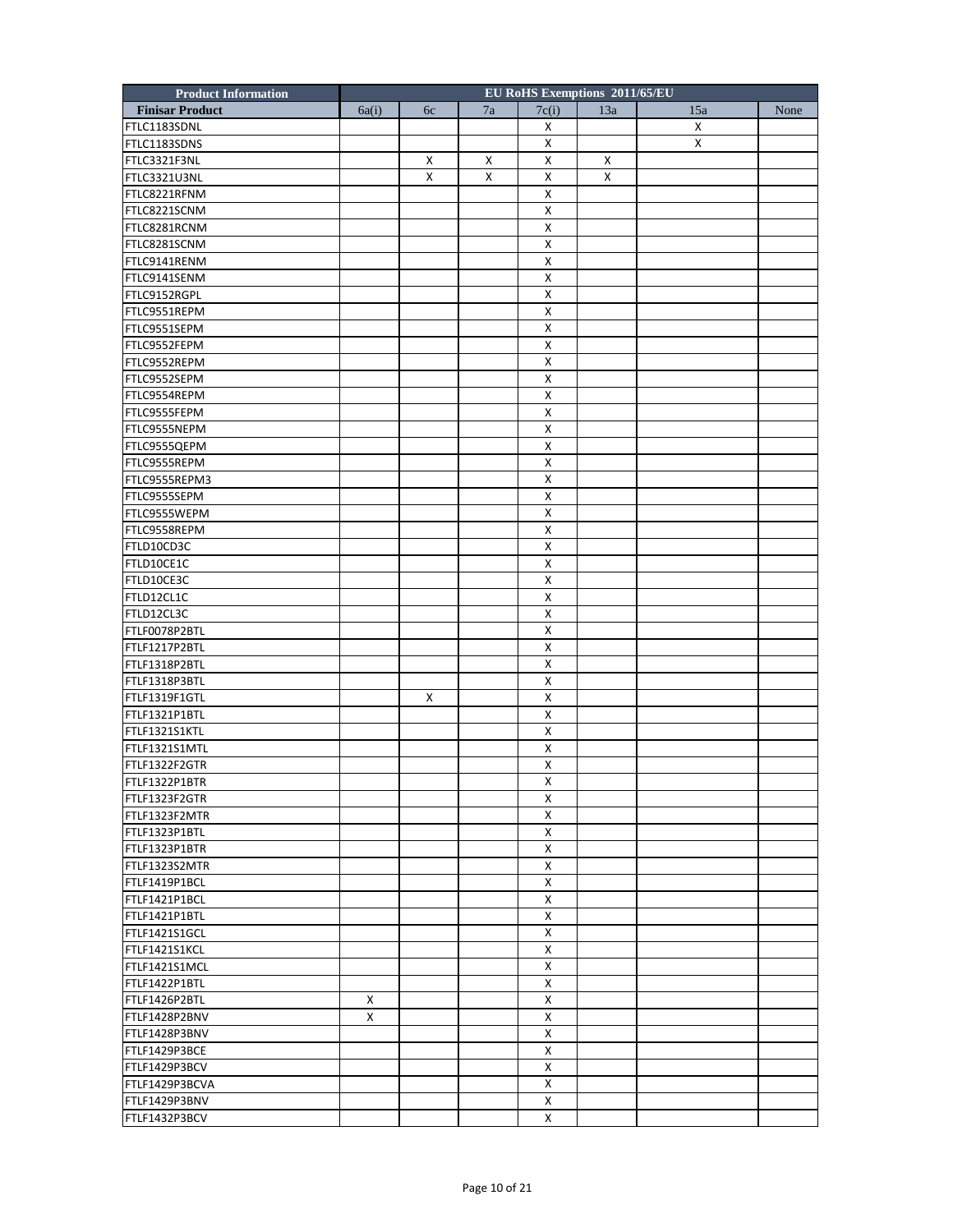| Product Information | EU RoHS Exemptions 2011/65/EU | | | | | | |
|---|---|---|---|---|---|---|---|
| **Finisar Product** | 6a(i) | 6c | 7a | 7c(i) | 13a | 15a | None |
| FTLC1183SDNL | | | | X | | X | |
| FTLC1183SDNS | | | | X | | X | |
| FTLC3321F3NL | | X | X | X | X | | |
| FTLC3321U3NL | | X | X | X | X | | |
| FTLC8221RFNM | | | | X | | | |
| FTLC8221SCNM | | | | X | | | |
| FTLC8281RCNM | | | | X | | | |
| FTLC8281SCNM | | | | X | | | |
| FTLC9141RENM | | | | X | | | |
| FTLC9141SENM | | | | X | | | |
| FTLC9152RGPL | | | | X | | | |
| FTLC9551REPM | | | | X | | | |
| FTLC9551SEPM | | | | X | | | |
| FTLC9552FEPM | | | | X | | | |
| FTLC9552REPM | | | | X | | | |
| FTLC9552SEPM | | | | X | | | |
| FTLC9554REPM | | | | X | | | |
| FTLC9555FEPM | | | | X | | | |
| FTLC9555NEPM | | | | X | | | |
| FTLC9555QEPM | | | | X | | | |
| FTLC9555REPM | | | | X | | | |
| FTLC9555REPM3 | | | | X | | | |
| FTLC9555SEPM | | | | X | | | |
| FTLC9555WEPM | | | | X | | | |
| FTLC9558REPM | | | | X | | | |
| FTLD10CD3C | | | | X | | | |
| FTLD10CE1C | | | | X | | | |
| FTLD10CE3C | | | | X | | | |
| FTLD12CL1C | | | | X | | | |
| FTLD12CL3C | | | | X | | | |
| FTLF0078P2BTL | | | | X | | | |
| FTLF1217P2BTL | | | | X | | | |
| FTLF1318P2BTL | | | | X | | | |
| FTLF1318P3BTL | | | | X | | | |
| FTLF1319F1GTL | | X | | X | | | |
| FTLF1321P1BTL | | | | X | | | |
| FTLF1321S1KTL | | | | X | | | |
| FTLF1321S1MTL | | | | X | | | |
| FTLF1322F2GTR | | | | X | | | |
| FTLF1322P1BTR | | | | X | | | |
| FTLF1323F2GTR | | | | X | | | |
| FTLF1323F2MTR | | | | X | | | |
| FTLF1323P1BTL | | | | X | | | |
| FTLF1323P1BTR | | | | X | | | |
| FTLF1323S2MTR | | | | X | | | |
| FTLF1419P1BCL | | | | X | | | |
| FTLF1421P1BCL | | | | X | | | |
| FTLF1421P1BTL | | | | X | | | |
| FTLF1421S1GCL | | | | X | | | |
| FTLF1421S1KCL | | | | X | | | |
| FTLF1421S1MCL | | | | X | | | |
| FTLF1422P1BTL | | | | X | | | |
| FTLF1426P2BTL | X | | | X | | | |
| FTLF1428P2BNV | X | | | X | | | |
| FTLF1428P3BNV | | | | X | | | |
| FTLF1429P3BCE | | | | X | | | |
| FTLF1429P3BCV | | | | X | | | |
| FTLF1429P3BCVA | | | | X | | | |
| FTLF1429P3BNV | | | | X | | | |
| FTLF1432P3BCV | | | | X | | | |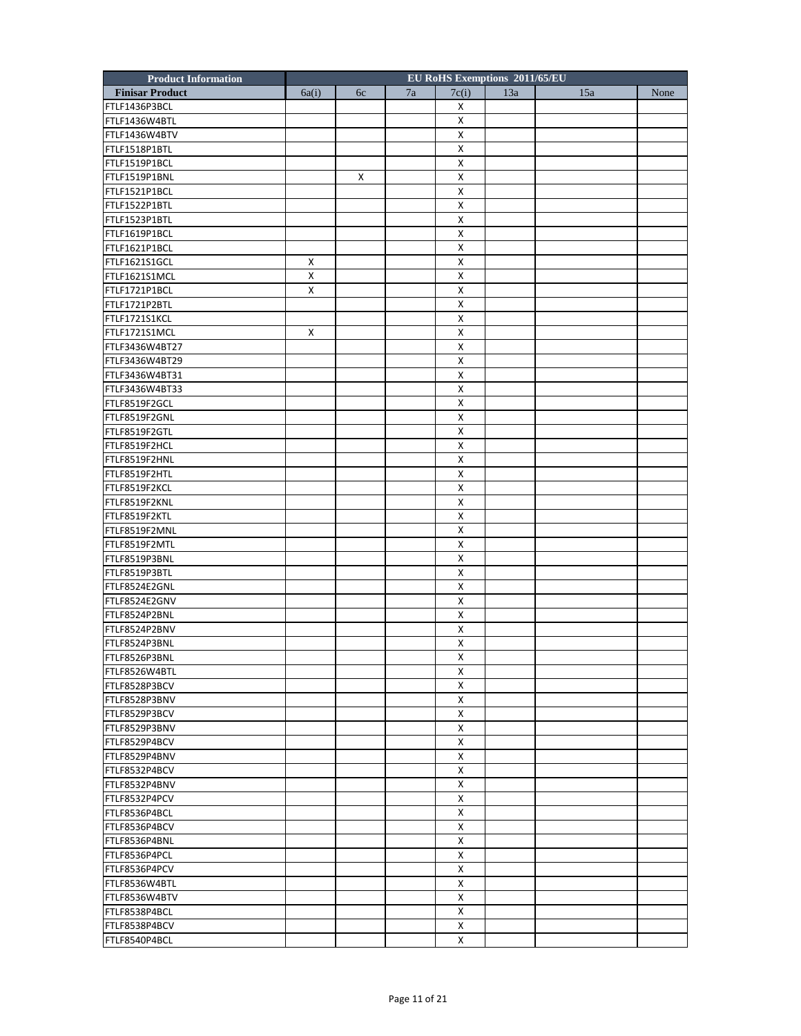| Product Information | EU RoHS Exemptions 2011/65/EU | | | | | | |
|---|---|---|---|---|---|---|---|
| **Finisar Product** | 6a(i) | 6c | 7a | 7c(i) | 13a | 15a | None |
| FTLF1436P3BCL | | | | X | | | |
| FTLF1436W4BTL | | | | X | | | |
| FTLF1436W4BTV | | | | X | | | |
| FTLF1518P1BTL | | | | X | | | |
| FTLF1519P1BCL | | | | X | | | |
| FTLF1519P1BNL | | X | | X | | | |
| FTLF1521P1BCL | | | | X | | | |
| FTLF1522P1BTL | | | | X | | | |
| FTLF1523P1BTL | | | | X | | | |
| FTLF1619P1BCL | | | | X | | | |
| FTLF1621P1BCL | | | | X | | | |
| FTLF1621S1GCL | X | | | X | | | |
| FTLF1621S1MCL | X | | | X | | | |
| FTLF1721P1BCL | X | | | X | | | |
| FTLF1721P2BTL | | | | X | | | |
| FTLF1721S1KCL | | | | X | | | |
| FTLF1721S1MCL | X | | | X | | | |
| FTLF3436W4BT27 | | | | X | | | |
| FTLF3436W4BT29 | | | | X | | | |
| FTLF3436W4BT31 | | | | X | | | |
| FTLF3436W4BT33 | | | | X | | | |
| FTLF8519F2GCL | | | | X | | | |
| FTLF8519F2GNL | | | | X | | | |
| FTLF8519F2GTL | | | | X | | | |
| FTLF8519F2HCL | | | | X | | | |
| FTLF8519F2HNL | | | | X | | | |
| FTLF8519F2HTL | | | | X | | | |
| FTLF8519F2KCL | | | | X | | | |
| FTLF8519F2KNL | | | | X | | | |
| FTLF8519F2KTL | | | | X | | | |
| FTLF8519F2MNL | | | | X | | | |
| FTLF8519F2MTL | | | | X | | | |
| FTLF8519P3BNL | | | | X | | | |
| FTLF8519P3BTL | | | | X | | | |
| FTLF8524E2GNL | | | | X | | | |
| FTLF8524E2GNV | | | | X | | | |
| FTLF8524P2BNL | | | | X | | | |
| FTLF8524P2BNV | | | | X | | | |
| FTLF8524P3BNL | | | | X | | | |
| FTLF8526P3BNL | | | | X | | | |
| FTLF8526W4BTL | | | | X | | | |
| FTLF8528P3BCV | | | | X | | | |
| FTLF8528P3BNV | | | | X | | | |
| FTLF8529P3BCV | | | | X | | | |
| FTLF8529P3BNV | | | | X | | | |
| FTLF8529P4BCV | | | | X | | | |
| FTLF8529P4BNV | | | | X | | | |
| FTLF8532P4BCV | | | | X | | | |
| FTLF8532P4BNV | | | | X | | | |
| FTLF8532P4PCV | | | | X | | | |
| FTLF8536P4BCL | | | | X | | | |
| FTLF8536P4BCV | | | | X | | | |
| FTLF8536P4BNL | | | | X | | | |
| FTLF8536P4PCL | | | | X | | | |
| FTLF8536P4PCV | | | | X | | | |
| FTLF8536W4BTL | | | | X | | | |
| FTLF8536W4BTV | | | | X | | | |
| FTLF8538P4BCL | | | | X | | | |
| FTLF8538P4BCV | | | | X | | | |
| FTLF8540P4BCL | | | | X | | | |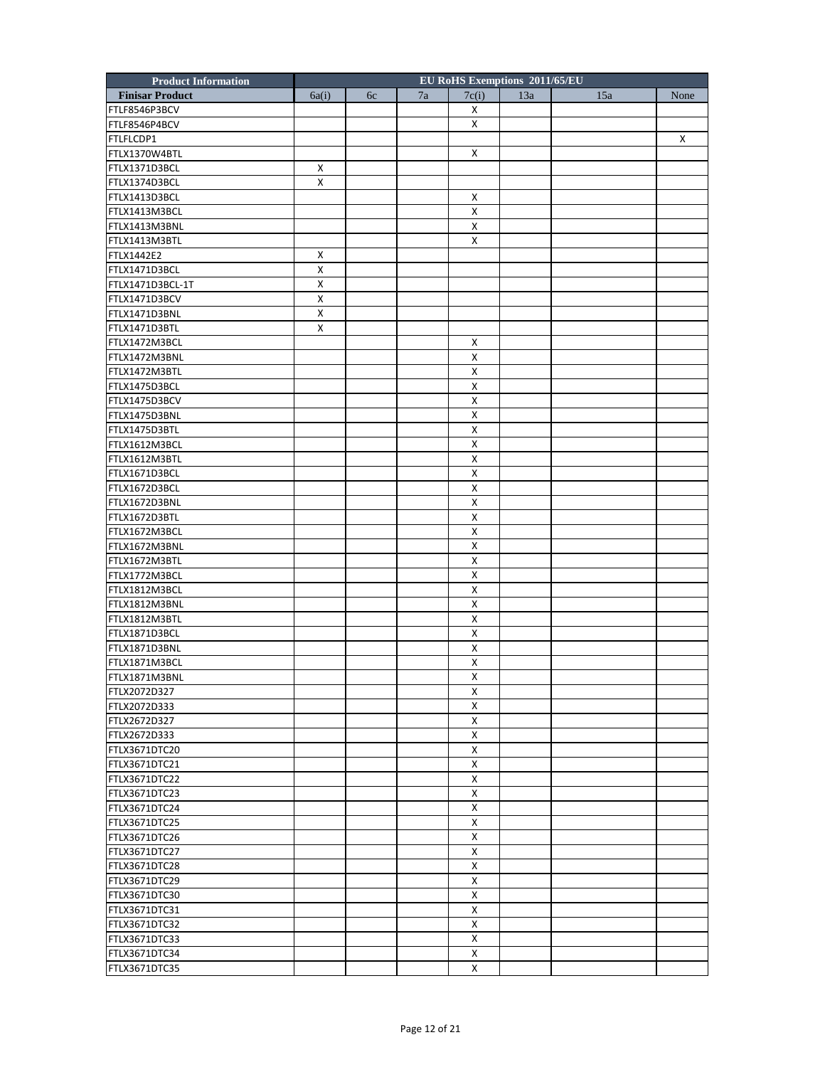| Product Information | EU RoHS Exemptions 2011/65/EU | | | | | | |
|---|---|---|---|---|---|---|---|
| **Finisar Product** | 6a(i) | 6c | 7a | 7c(i) | 13a | 15a | None |
| FTLF8546P3BCV | | | | X | | | |
| FTLF8546P4BCV | | | | X | | | |
| FTLFLCDP1 | | | | | | | X |
| FTLX1370W4BTL | | | | X | | | |
| FTLX1371D3BCL | X | | | | | | |
| FTLX1374D3BCL | X | | | | | | |
| FTLX1413D3BCL | | | | X | | | |
| FTLX1413M3BCL | | | | X | | | |
| FTLX1413M3BNL | | | | X | | | |
| FTLX1413M3BTL | | | | X | | | |
| FTLX1442E2 | X | | | | | | |
| FTLX1471D3BCL | X | | | | | | |
| FTLX1471D3BCL-1T | X | | | | | | |
| FTLX1471D3BCV | X | | | | | | |
| FTLX1471D3BNL | X | | | | | | |
| FTLX1471D3BTL | X | | | | | | |
| FTLX1472M3BCL | | | | X | | | |
| FTLX1472M3BNL | | | | X | | | |
| FTLX1472M3BTL | | | | X | | | |
| FTLX1475D3BCL | | | | X | | | |
| FTLX1475D3BCV | | | | X | | | |
| FTLX1475D3BNL | | | | X | | | |
| FTLX1475D3BTL | | | | X | | | |
| FTLX1612M3BCL | | | | X | | | |
| FTLX1612M3BTL | | | | X | | | |
| FTLX1671D3BCL | | | | X | | | |
| FTLX1672D3BCL | | | | X | | | |
| FTLX1672D3BNL | | | | X | | | |
| FTLX1672D3BTL | | | | X | | | |
| FTLX1672M3BCL | | | | X | | | |
| FTLX1672M3BNL | | | | X | | | |
| FTLX1672M3BTL | | | | X | | | |
| FTLX1772M3BCL | | | | X | | | |
| FTLX1812M3BCL | | | | X | | | |
| FTLX1812M3BNL | | | | X | | | |
| FTLX1812M3BTL | | | | X | | | |
| FTLX1871D3BCL | | | | X | | | |
| FTLX1871D3BNL | | | | X | | | |
| FTLX1871M3BCL | | | | X | | | |
| FTLX1871M3BNL | | | | X | | | |
| FTLX2072D327 | | | | X | | | |
| FTLX2072D333 | | | | X | | | |
| FTLX2672D327 | | | | X | | | |
| FTLX2672D333 | | | | X | | | |
| FTLX3671DTC20 | | | | X | | | |
| FTLX3671DTC21 | | | | X | | | |
| FTLX3671DTC22 | | | | X | | | |
| FTLX3671DTC23 | | | | X | | | |
| FTLX3671DTC24 | | | | X | | | |
| FTLX3671DTC25 | | | | X | | | |
| FTLX3671DTC26 | | | | X | | | |
| FTLX3671DTC27 | | | | X | | | |
| FTLX3671DTC28 | | | | X | | | |
| FTLX3671DTC29 | | | | X | | | |
| FTLX3671DTC30 | | | | X | | | |
| FTLX3671DTC31 | | | | X | | | |
| FTLX3671DTC32 | | | | X | | | |
| FTLX3671DTC33 | | | | X | | | |
| FTLX3671DTC34 | | | | X | | | |
| FTLX3671DTC35 | | | | X | | | |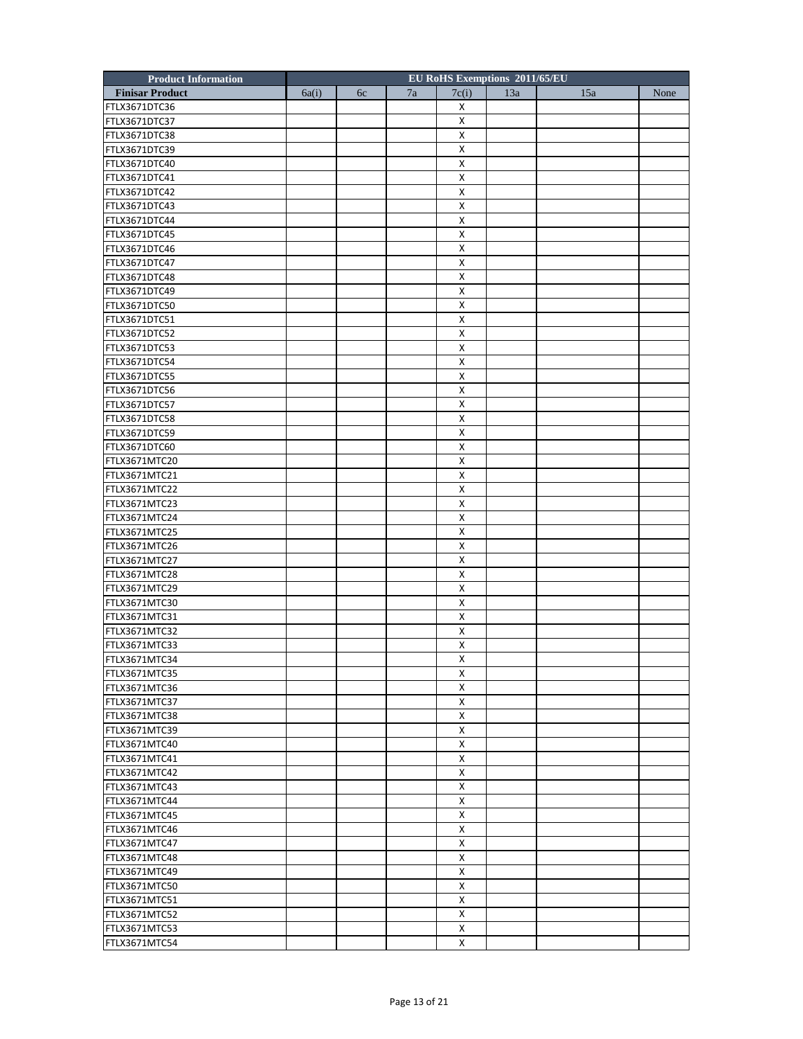| Product Information | EU RoHS Exemptions 2011/65/EU | | | | | | |
|---|---|---|---|---|---|---|---|
| Finisar Product | 6a(i) | 6c | 7a | 7c(i) | 13a | 15a | None |
| FTLX3671DTC36 | | | | X | | | |
| FTLX3671DTC37 | | | | X | | | |
| FTLX3671DTC38 | | | | X | | | |
| FTLX3671DTC39 | | | | X | | | |
| FTLX3671DTC40 | | | | X | | | |
| FTLX3671DTC41 | | | | X | | | |
| FTLX3671DTC42 | | | | X | | | |
| FTLX3671DTC43 | | | | X | | | |
| FTLX3671DTC44 | | | | X | | | |
| FTLX3671DTC45 | | | | X | | | |
| FTLX3671DTC46 | | | | X | | | |
| FTLX3671DTC47 | | | | X | | | |
| FTLX3671DTC48 | | | | X | | | |
| FTLX3671DTC49 | | | | X | | | |
| FTLX3671DTC50 | | | | X | | | |
| FTLX3671DTC51 | | | | X | | | |
| FTLX3671DTC52 | | | | X | | | |
| FTLX3671DTC53 | | | | X | | | |
| FTLX3671DTC54 | | | | X | | | |
| FTLX3671DTC55 | | | | X | | | |
| FTLX3671DTC56 | | | | X | | | |
| FTLX3671DTC57 | | | | X | | | |
| FTLX3671DTC58 | | | | X | | | |
| FTLX3671DTC59 | | | | X | | | |
| FTLX3671DTC60 | | | | X | | | |
| FTLX3671MTC20 | | | | X | | | |
| FTLX3671MTC21 | | | | X | | | |
| FTLX3671MTC22 | | | | X | | | |
| FTLX3671MTC23 | | | | X | | | |
| FTLX3671MTC24 | | | | X | | | |
| FTLX3671MTC25 | | | | X | | | |
| FTLX3671MTC26 | | | | X | | | |
| FTLX3671MTC27 | | | | X | | | |
| FTLX3671MTC28 | | | | X | | | |
| FTLX3671MTC29 | | | | X | | | |
| FTLX3671MTC30 | | | | X | | | |
| FTLX3671MTC31 | | | | X | | | |
| FTLX3671MTC32 | | | | X | | | |
| FTLX3671MTC33 | | | | X | | | |
| FTLX3671MTC34 | | | | X | | | |
| FTLX3671MTC35 | | | | X | | | |
| FTLX3671MTC36 | | | | X | | | |
| FTLX3671MTC37 | | | | X | | | |
| FTLX3671MTC38 | | | | X | | | |
| FTLX3671MTC39 | | | | X | | | |
| FTLX3671MTC40 | | | | X | | | |
| FTLX3671MTC41 | | | | X | | | |
| FTLX3671MTC42 | | | | X | | | |
| FTLX3671MTC43 | | | | X | | | |
| FTLX3671MTC44 | | | | X | | | |
| FTLX3671MTC45 | | | | X | | | |
| FTLX3671MTC46 | | | | X | | | |
| FTLX3671MTC47 | | | | X | | | |
| FTLX3671MTC48 | | | | X | | | |
| FTLX3671MTC49 | | | | X | | | |
| FTLX3671MTC50 | | | | X | | | |
| FTLX3671MTC51 | | | | X | | | |
| FTLX3671MTC52 | | | | X | | | |
| FTLX3671MTC53 | | | | X | | | |
| FTLX3671MTC54 | | | | X | | | |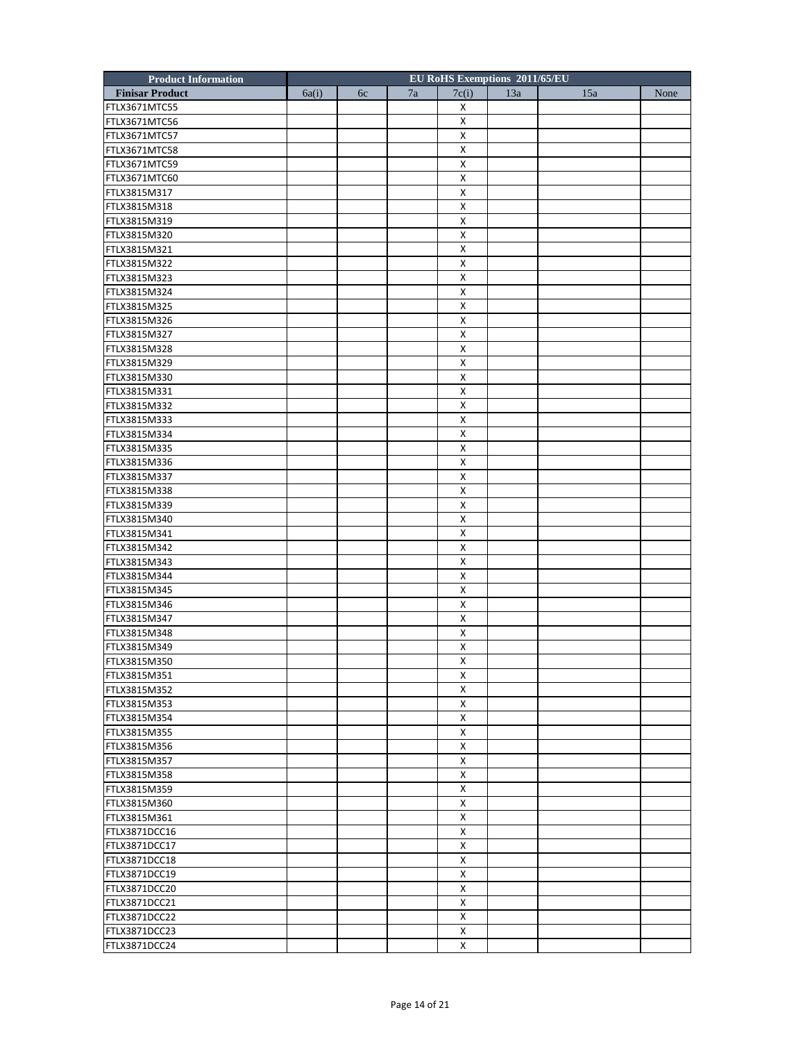| Product Information | EU RoHS Exemptions 2011/65/EU | | | | | | |
|---|---|---|---|---|---|---|---|
| Finisar Product | 6a(i) | 6c | 7a | 7c(i) | 13a | 15a | None |
| FTLX3671MTC55 | | | | X | | | |
| FTLX3671MTC56 | | | | X | | | |
| FTLX3671MTC57 | | | | X | | | |
| FTLX3671MTC58 | | | | X | | | |
| FTLX3671MTC59 | | | | X | | | |
| FTLX3671MTC60 | | | | X | | | |
| FTLX3815M317 | | | | X | | | |
| FTLX3815M318 | | | | X | | | |
| FTLX3815M319 | | | | X | | | |
| FTLX3815M320 | | | | X | | | |
| FTLX3815M321 | | | | X | | | |
| FTLX3815M322 | | | | X | | | |
| FTLX3815M323 | | | | X | | | |
| FTLX3815M324 | | | | X | | | |
| FTLX3815M325 | | | | X | | | |
| FTLX3815M326 | | | | X | | | |
| FTLX3815M327 | | | | X | | | |
| FTLX3815M328 | | | | X | | | |
| FTLX3815M329 | | | | X | | | |
| FTLX3815M330 | | | | X | | | |
| FTLX3815M331 | | | | X | | | |
| FTLX3815M332 | | | | X | | | |
| FTLX3815M333 | | | | X | | | |
| FTLX3815M334 | | | | X | | | |
| FTLX3815M335 | | | | X | | | |
| FTLX3815M336 | | | | X | | | |
| FTLX3815M337 | | | | X | | | |
| FTLX3815M338 | | | | X | | | |
| FTLX3815M339 | | | | X | | | |
| FTLX3815M340 | | | | X | | | |
| FTLX3815M341 | | | | X | | | |
| FTLX3815M342 | | | | X | | | |
| FTLX3815M343 | | | | X | | | |
| FTLX3815M344 | | | | X | | | |
| FTLX3815M345 | | | | X | | | |
| FTLX3815M346 | | | | X | | | |
| FTLX3815M347 | | | | X | | | |
| FTLX3815M348 | | | | X | | | |
| FTLX3815M349 | | | | X | | | |
| FTLX3815M350 | | | | X | | | |
| FTLX3815M351 | | | | X | | | |
| FTLX3815M352 | | | | X | | | |
| FTLX3815M353 | | | | X | | | |
| FTLX3815M354 | | | | X | | | |
| FTLX3815M355 | | | | X | | | |
| FTLX3815M356 | | | | X | | | |
| FTLX3815M357 | | | | X | | | |
| FTLX3815M358 | | | | X | | | |
| FTLX3815M359 | | | | X | | | |
| FTLX3815M360 | | | | X | | | |
| FTLX3815M361 | | | | X | | | |
| FTLX3871DCC16 | | | | X | | | |
| FTLX3871DCC17 | | | | X | | | |
| FTLX3871DCC18 | | | | X | | | |
| FTLX3871DCC19 | | | | X | | | |
| FTLX3871DCC20 | | | | X | | | |
| FTLX3871DCC21 | | | | X | | | |
| FTLX3871DCC22 | | | | X | | | |
| FTLX3871DCC23 | | | | X | | | |
| FTLX3871DCC24 | | | | X | | | |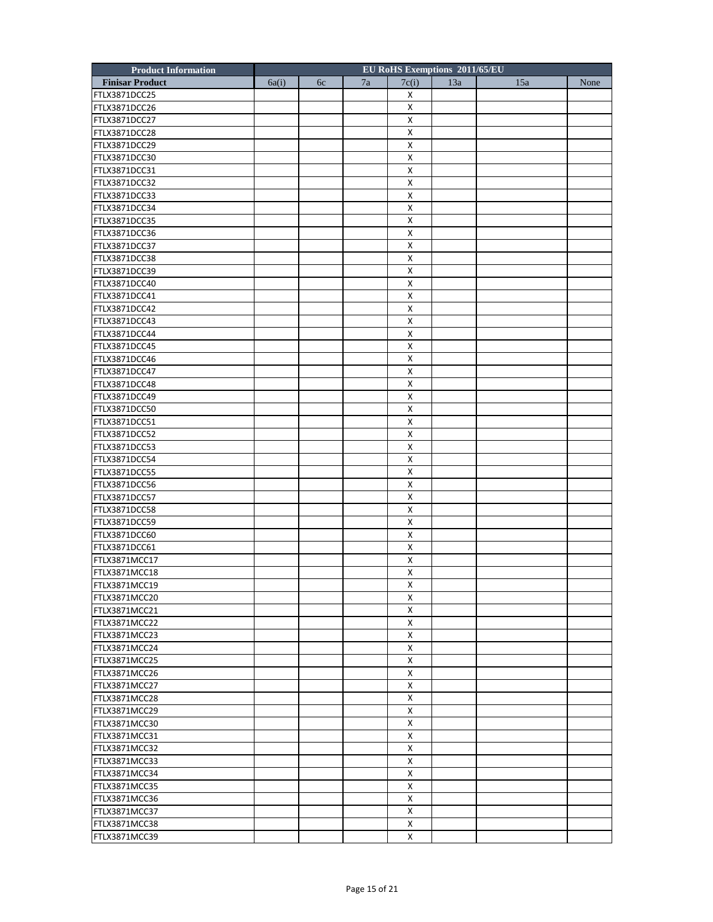| Product Information | EU RoHS Exemptions 2011/65/EU | | | | | | |
|---|---|---|---|---|---|---|---|
| Finisar Product | 6a(i) | 6c | 7a | 7c(i) | 13a | 15a | None |
| FTLX3871DCC25 | | | | X | | | |
| FTLX3871DCC26 | | | | X | | | |
| FTLX3871DCC27 | | | | X | | | |
| FTLX3871DCC28 | | | | X | | | |
| FTLX3871DCC29 | | | | X | | | |
| FTLX3871DCC30 | | | | X | | | |
| FTLX3871DCC31 | | | | X | | | |
| FTLX3871DCC32 | | | | X | | | |
| FTLX3871DCC33 | | | | X | | | |
| FTLX3871DCC34 | | | | X | | | |
| FTLX3871DCC35 | | | | X | | | |
| FTLX3871DCC36 | | | | X | | | |
| FTLX3871DCC37 | | | | X | | | |
| FTLX3871DCC38 | | | | X | | | |
| FTLX3871DCC39 | | | | X | | | |
| FTLX3871DCC40 | | | | X | | | |
| FTLX3871DCC41 | | | | X | | | |
| FTLX3871DCC42 | | | | X | | | |
| FTLX3871DCC43 | | | | X | | | |
| FTLX3871DCC44 | | | | X | | | |
| FTLX3871DCC45 | | | | X | | | |
| FTLX3871DCC46 | | | | X | | | |
| FTLX3871DCC47 | | | | X | | | |
| FTLX3871DCC48 | | | | X | | | |
| FTLX3871DCC49 | | | | X | | | |
| FTLX3871DCC50 | | | | X | | | |
| FTLX3871DCC51 | | | | X | | | |
| FTLX3871DCC52 | | | | X | | | |
| FTLX3871DCC53 | | | | X | | | |
| FTLX3871DCC54 | | | | X | | | |
| FTLX3871DCC55 | | | | X | | | |
| FTLX3871DCC56 | | | | X | | | |
| FTLX3871DCC57 | | | | X | | | |
| FTLX3871DCC58 | | | | X | | | |
| FTLX3871DCC59 | | | | X | | | |
| FTLX3871DCC60 | | | | X | | | |
| FTLX3871DCC61 | | | | X | | | |
| FTLX3871MCC17 | | | | X | | | |
| FTLX3871MCC18 | | | | X | | | |
| FTLX3871MCC19 | | | | X | | | |
| FTLX3871MCC20 | | | | X | | | |
| FTLX3871MCC21 | | | | X | | | |
| FTLX3871MCC22 | | | | X | | | |
| FTLX3871MCC23 | | | | X | | | |
| FTLX3871MCC24 | | | | X | | | |
| FTLX3871MCC25 | | | | X | | | |
| FTLX3871MCC26 | | | | X | | | |
| FTLX3871MCC27 | | | | X | | | |
| FTLX3871MCC28 | | | | X | | | |
| FTLX3871MCC29 | | | | X | | | |
| FTLX3871MCC30 | | | | X | | | |
| FTLX3871MCC31 | | | | X | | | |
| FTLX3871MCC32 | | | | X | | | |
| FTLX3871MCC33 | | | | X | | | |
| FTLX3871MCC34 | | | | X | | | |
| FTLX3871MCC35 | | | | X | | | |
| FTLX3871MCC36 | | | | X | | | |
| FTLX3871MCC37 | | | | X | | | |
| FTLX3871MCC38 | | | | X | | | |
| FTLX3871MCC39 | | | | X | | | |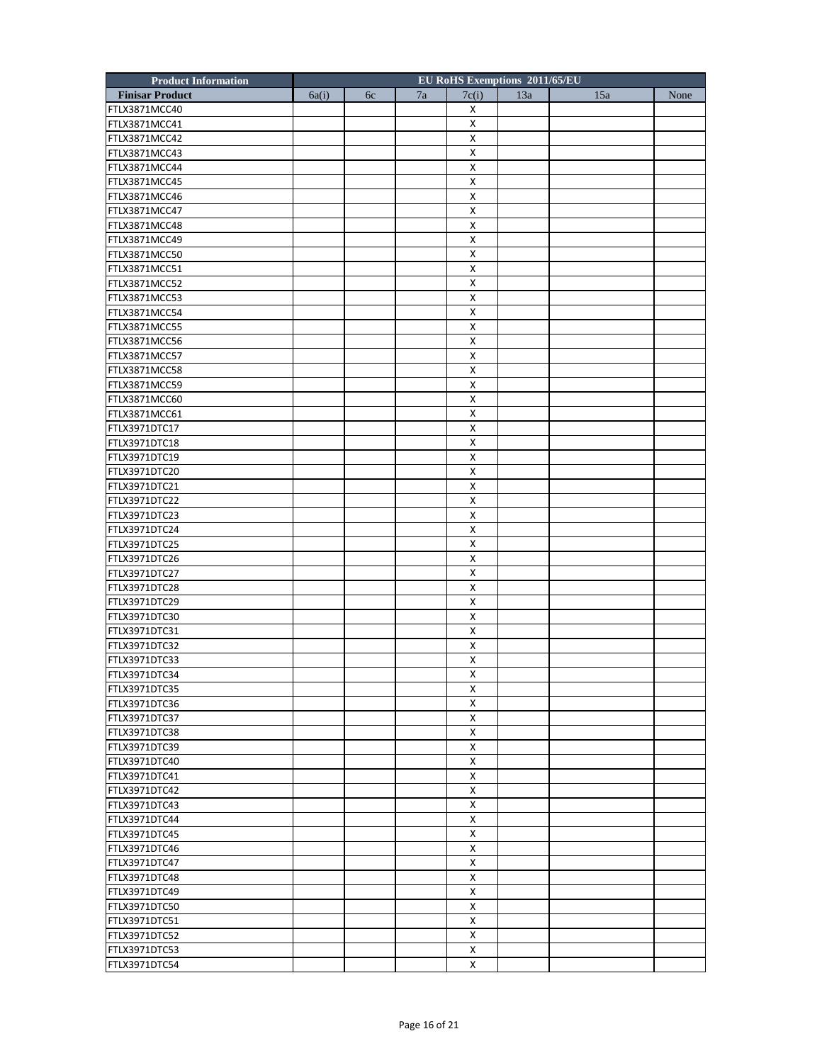| Product Information | EU RoHS Exemptions 2011/65/EU | | | | | | |
|---|---|---|---|---|---|---|---|
| Finisar Product | 6a(i) | 6c | 7a | 7c(i) | 13a | 15a | None |
| FTLX3871MCC40 | | | | X | | | |
| FTLX3871MCC41 | | | | X | | | |
| FTLX3871MCC42 | | | | X | | | |
| FTLX3871MCC43 | | | | X | | | |
| FTLX3871MCC44 | | | | X | | | |
| FTLX3871MCC45 | | | | X | | | |
| FTLX3871MCC46 | | | | X | | | |
| FTLX3871MCC47 | | | | X | | | |
| FTLX3871MCC48 | | | | X | | | |
| FTLX3871MCC49 | | | | X | | | |
| FTLX3871MCC50 | | | | X | | | |
| FTLX3871MCC51 | | | | X | | | |
| FTLX3871MCC52 | | | | X | | | |
| FTLX3871MCC53 | | | | X | | | |
| FTLX3871MCC54 | | | | X | | | |
| FTLX3871MCC55 | | | | X | | | |
| FTLX3871MCC56 | | | | X | | | |
| FTLX3871MCC57 | | | | X | | | |
| FTLX3871MCC58 | | | | X | | | |
| FTLX3871MCC59 | | | | X | | | |
| FTLX3871MCC60 | | | | X | | | |
| FTLX3871MCC61 | | | | X | | | |
| FTLX3971DTC17 | | | | X | | | |
| FTLX3971DTC18 | | | | X | | | |
| FTLX3971DTC19 | | | | X | | | |
| FTLX3971DTC20 | | | | X | | | |
| FTLX3971DTC21 | | | | X | | | |
| FTLX3971DTC22 | | | | X | | | |
| FTLX3971DTC23 | | | | X | | | |
| FTLX3971DTC24 | | | | X | | | |
| FTLX3971DTC25 | | | | X | | | |
| FTLX3971DTC26 | | | | X | | | |
| FTLX3971DTC27 | | | | X | | | |
| FTLX3971DTC28 | | | | X | | | |
| FTLX3971DTC29 | | | | X | | | |
| FTLX3971DTC30 | | | | X | | | |
| FTLX3971DTC31 | | | | X | | | |
| FTLX3971DTC32 | | | | X | | | |
| FTLX3971DTC33 | | | | X | | | |
| FTLX3971DTC34 | | | | X | | | |
| FTLX3971DTC35 | | | | X | | | |
| FTLX3971DTC36 | | | | X | | | |
| FTLX3971DTC37 | | | | X | | | |
| FTLX3971DTC38 | | | | X | | | |
| FTLX3971DTC39 | | | | X | | | |
| FTLX3971DTC40 | | | | X | | | |
| FTLX3971DTC41 | | | | X | | | |
| FTLX3971DTC42 | | | | X | | | |
| FTLX3971DTC43 | | | | X | | | |
| FTLX3971DTC44 | | | | X | | | |
| FTLX3971DTC45 | | | | X | | | |
| FTLX3971DTC46 | | | | X | | | |
| FTLX3971DTC47 | | | | X | | | |
| FTLX3971DTC48 | | | | X | | | |
| FTLX3971DTC49 | | | | X | | | |
| FTLX3971DTC50 | | | | X | | | |
| FTLX3971DTC51 | | | | X | | | |
| FTLX3971DTC52 | | | | X | | | |
| FTLX3971DTC53 | | | | X | | | |
| FTLX3971DTC54 | | | | X | | | |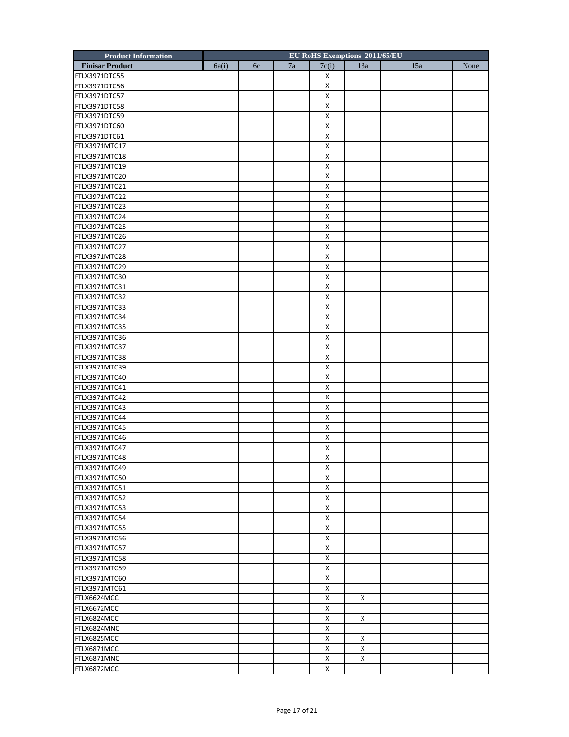| Product Information | EU RoHS Exemptions 2011/65/EU | | | | | | |
|---|---|---|---|---|---|---|---|
| Finisar Product | 6a(i) | 6c | 7a | 7c(i) | 13a | 15a | None |
| FTLX3971DTC55 | | | | X | | | |
| FTLX3971DTC56 | | | | X | | | |
| FTLX3971DTC57 | | | | X | | | |
| FTLX3971DTC58 | | | | X | | | |
| FTLX3971DTC59 | | | | X | | | |
| FTLX3971DTC60 | | | | X | | | |
| FTLX3971DTC61 | | | | X | | | |
| FTLX3971MTC17 | | | | X | | | |
| FTLX3971MTC18 | | | | X | | | |
| FTLX3971MTC19 | | | | X | | | |
| FTLX3971MTC20 | | | | X | | | |
| FTLX3971MTC21 | | | | X | | | |
| FTLX3971MTC22 | | | | X | | | |
| FTLX3971MTC23 | | | | X | | | |
| FTLX3971MTC24 | | | | X | | | |
| FTLX3971MTC25 | | | | X | | | |
| FTLX3971MTC26 | | | | X | | | |
| FTLX3971MTC27 | | | | X | | | |
| FTLX3971MTC28 | | | | X | | | |
| FTLX3971MTC29 | | | | X | | | |
| FTLX3971MTC30 | | | | X | | | |
| FTLX3971MTC31 | | | | X | | | |
| FTLX3971MTC32 | | | | X | | | |
| FTLX3971MTC33 | | | | X | | | |
| FTLX3971MTC34 | | | | X | | | |
| FTLX3971MTC35 | | | | X | | | |
| FTLX3971MTC36 | | | | X | | | |
| FTLX3971MTC37 | | | | X | | | |
| FTLX3971MTC38 | | | | X | | | |
| FTLX3971MTC39 | | | | X | | | |
| FTLX3971MTC40 | | | | X | | | |
| FTLX3971MTC41 | | | | X | | | |
| FTLX3971MTC42 | | | | X | | | |
| FTLX3971MTC43 | | | | X | | | |
| FTLX3971MTC44 | | | | X | | | |
| FTLX3971MTC45 | | | | X | | | |
| FTLX3971MTC46 | | | | X | | | |
| FTLX3971MTC47 | | | | X | | | |
| FTLX3971MTC48 | | | | X | | | |
| FTLX3971MTC49 | | | | X | | | |
| FTLX3971MTC50 | | | | X | | | |
| FTLX3971MTC51 | | | | X | | | |
| FTLX3971MTC52 | | | | X | | | |
| FTLX3971MTC53 | | | | X | | | |
| FTLX3971MTC54 | | | | X | | | |
| FTLX3971MTC55 | | | | X | | | |
| FTLX3971MTC56 | | | | X | | | |
| FTLX3971MTC57 | | | | X | | | |
| FTLX3971MTC58 | | | | X | | | |
| FTLX3971MTC59 | | | | X | | | |
| FTLX3971MTC60 | | | | X | | | |
| FTLX3971MTC61 | | | | X | | | |
| FTLX6624MCC | | | | X | X | | |
| FTLX6672MCC | | | | X | | | |
| FTLX6824MCC | | | | X | X | | |
| FTLX6824MNC | | | | X | | | |
| FTLX6825MCC | | | | X | X | | |
| FTLX6871MCC | | | | X | X | | |
| FTLX6871MNC | | | | X | X | | |
| FTLX6872MCC | | | | X | | | |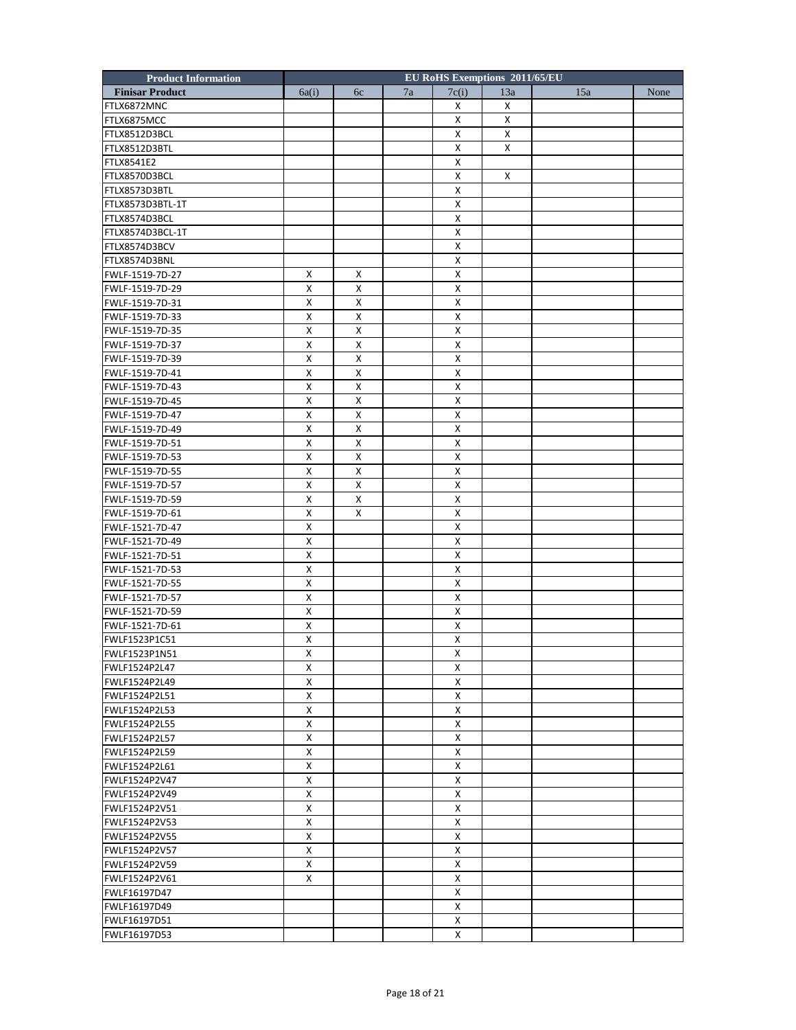| Product Information | EU RoHS Exemptions 2011/65/EU | | | | | | |
|---|---|---|---|---|---|---|---|
| Finisar Product | 6a(i) | 6c | 7a | 7c(i) | 13a | 15a | None |
| FTLX6872MNC | | | | X | X | | |
| FTLX6875MCC | | | | X | X | | |
| FTLX8512D3BCL | | | | X | X | | |
| FTLX8512D3BTL | | | | X | X | | |
| FTLX8541E2 | | | | X | | | |
| FTLX8570D3BCL | | | | X | X | | |
| FTLX8573D3BTL | | | | X | | | |
| FTLX8573D3BTL-1T | | | | X | | | |
| FTLX8574D3BCL | | | | X | | | |
| FTLX8574D3BCL-1T | | | | X | | | |
| FTLX8574D3BCV | | | | X | | | |
| FTLX8574D3BNL | | | | X | | | |
| FWLF-1519-7D-27 | X | X | | X | | | |
| FWLF-1519-7D-29 | X | X | | X | | | |
| FWLF-1519-7D-31 | X | X | | X | | | |
| FWLF-1519-7D-33 | X | X | | X | | | |
| FWLF-1519-7D-35 | X | X | | X | | | |
| FWLF-1519-7D-37 | X | X | | X | | | |
| FWLF-1519-7D-39 | X | X | | X | | | |
| FWLF-1519-7D-41 | X | X | | X | | | |
| FWLF-1519-7D-43 | X | X | | X | | | |
| FWLF-1519-7D-45 | X | X | | X | | | |
| FWLF-1519-7D-47 | X | X | | X | | | |
| FWLF-1519-7D-49 | X | X | | X | | | |
| FWLF-1519-7D-51 | X | X | | X | | | |
| FWLF-1519-7D-53 | X | X | | X | | | |
| FWLF-1519-7D-55 | X | X | | X | | | |
| FWLF-1519-7D-57 | X | X | | X | | | |
| FWLF-1519-7D-59 | X | X | | X | | | |
| FWLF-1519-7D-61 | X | X | | X | | | |
| FWLF-1521-7D-47 | X | | | X | | | |
| FWLF-1521-7D-49 | X | | | X | | | |
| FWLF-1521-7D-51 | X | | | X | | | |
| FWLF-1521-7D-53 | X | | | X | | | |
| FWLF-1521-7D-55 | X | | | X | | | |
| FWLF-1521-7D-57 | X | | | X | | | |
| FWLF-1521-7D-59 | X | | | X | | | |
| FWLF-1521-7D-61 | X | | | X | | | |
| FWLF1523P1C51 | X | | | X | | | |
| FWLF1523P1N51 | X | | | X | | | |
| FWLF1524P2L47 | X | | | X | | | |
| FWLF1524P2L49 | X | | | X | | | |
| FWLF1524P2L51 | X | | | X | | | |
| FWLF1524P2L53 | X | | | X | | | |
| FWLF1524P2L55 | X | | | X | | | |
| FWLF1524P2L57 | X | | | X | | | |
| FWLF1524P2L59 | X | | | X | | | |
| FWLF1524P2L61 | X | | | X | | | |
| FWLF1524P2V47 | X | | | X | | | |
| FWLF1524P2V49 | X | | | X | | | |
| FWLF1524P2V51 | X | | | X | | | |
| FWLF1524P2V53 | X | | | X | | | |
| FWLF1524P2V55 | X | | | X | | | |
| FWLF1524P2V57 | X | | | X | | | |
| FWLF1524P2V59 | X | | | X | | | |
| FWLF1524P2V61 | X | | | X | | | |
| FWLF16197D47 | | | | X | | | |
| FWLF16197D49 | | | | X | | | |
| FWLF16197D51 | | | | X | | | |
| FWLF16197D53 | | | | X | | | |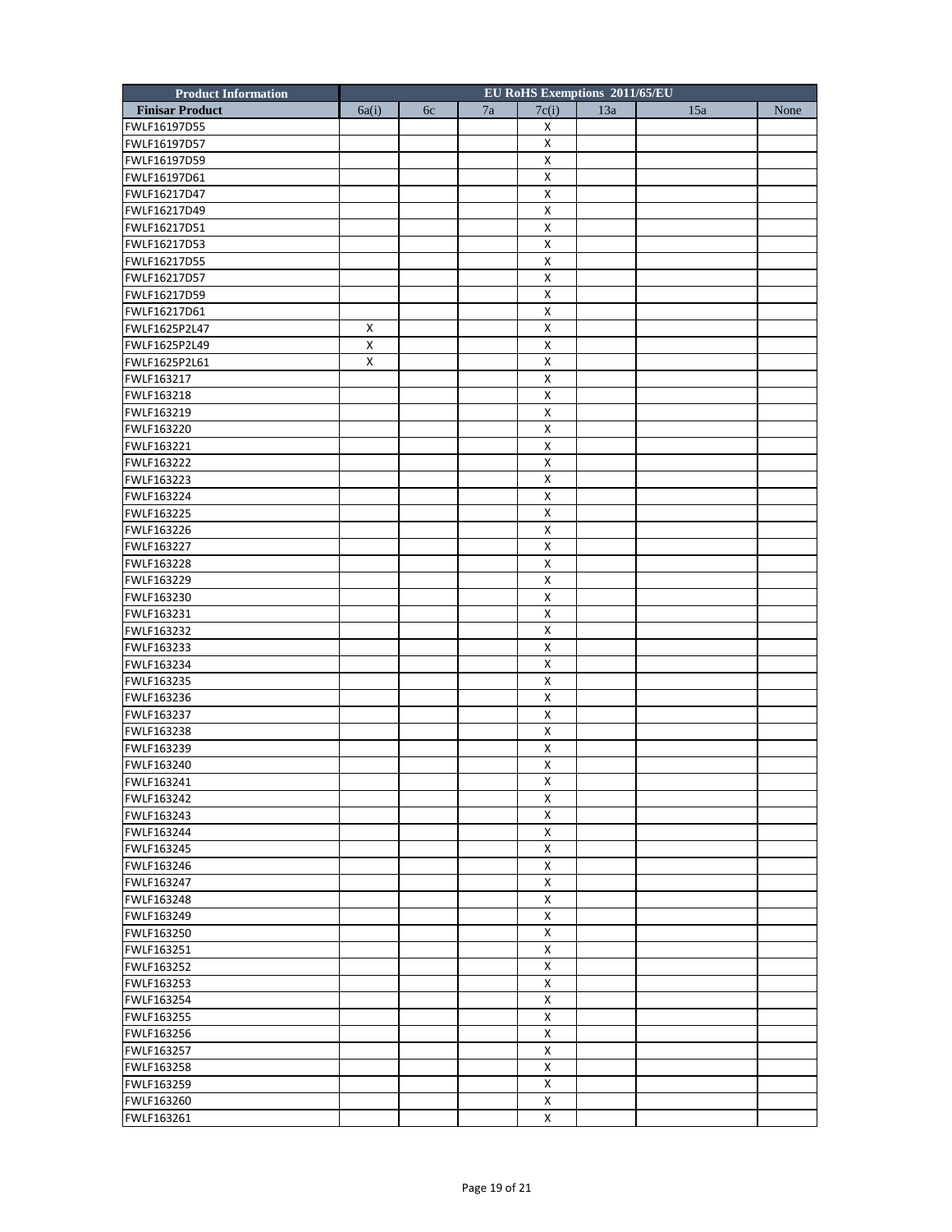| Product Information | EU RoHS Exemptions 2011/65/EU | | | | | | |
|---|---|---|---|---|---|---|---|
| Finisar Product | 6a(i) | 6c | 7a | 7c(i) | 13a | 15a | None |
| FWLF16197D55 | | | | X | | | |
| FWLF16197D57 | | | | X | | | |
| FWLF16197D59 | | | | X | | | |
| FWLF16197D61 | | | | X | | | |
| FWLF16217D47 | | | | X | | | |
| FWLF16217D49 | | | | X | | | |
| FWLF16217D51 | | | | X | | | |
| FWLF16217D53 | | | | X | | | |
| FWLF16217D55 | | | | X | | | |
| FWLF16217D57 | | | | X | | | |
| FWLF16217D59 | | | | X | | | |
| FWLF16217D61 | | | | X | | | |
| FWLF1625P2L47 | X | | | X | | | |
| FWLF1625P2L49 | X | | | X | | | |
| FWLF1625P2L61 | X | | | X | | | |
| FWLF163217 | | | | X | | | |
| FWLF163218 | | | | X | | | |
| FWLF163219 | | | | X | | | |
| FWLF163220 | | | | X | | | |
| FWLF163221 | | | | X | | | |
| FWLF163222 | | | | X | | | |
| FWLF163223 | | | | X | | | |
| FWLF163224 | | | | X | | | |
| FWLF163225 | | | | X | | | |
| FWLF163226 | | | | X | | | |
| FWLF163227 | | | | X | | | |
| FWLF163228 | | | | X | | | |
| FWLF163229 | | | | X | | | |
| FWLF163230 | | | | X | | | |
| FWLF163231 | | | | X | | | |
| FWLF163232 | | | | X | | | |
| FWLF163233 | | | | X | | | |
| FWLF163234 | | | | X | | | |
| FWLF163235 | | | | X | | | |
| FWLF163236 | | | | X | | | |
| FWLF163237 | | | | X | | | |
| FWLF163238 | | | | X | | | |
| FWLF163239 | | | | X | | | |
| FWLF163240 | | | | X | | | |
| FWLF163241 | | | | X | | | |
| FWLF163242 | | | | X | | | |
| FWLF163243 | | | | X | | | |
| FWLF163244 | | | | X | | | |
| FWLF163245 | | | | X | | | |
| FWLF163246 | | | | X | | | |
| FWLF163247 | | | | X | | | |
| FWLF163248 | | | | X | | | |
| FWLF163249 | | | | X | | | |
| FWLF163250 | | | | X | | | |
| FWLF163251 | | | | X | | | |
| FWLF163252 | | | | X | | | |
| FWLF163253 | | | | X | | | |
| FWLF163254 | | | | X | | | |
| FWLF163255 | | | | X | | | |
| FWLF163256 | | | | X | | | |
| FWLF163257 | | | | X | | | |
| FWLF163258 | | | | X | | | |
| FWLF163259 | | | | X | | | |
| FWLF163260 | | | | X | | | |
| FWLF163261 | | | | X | | | |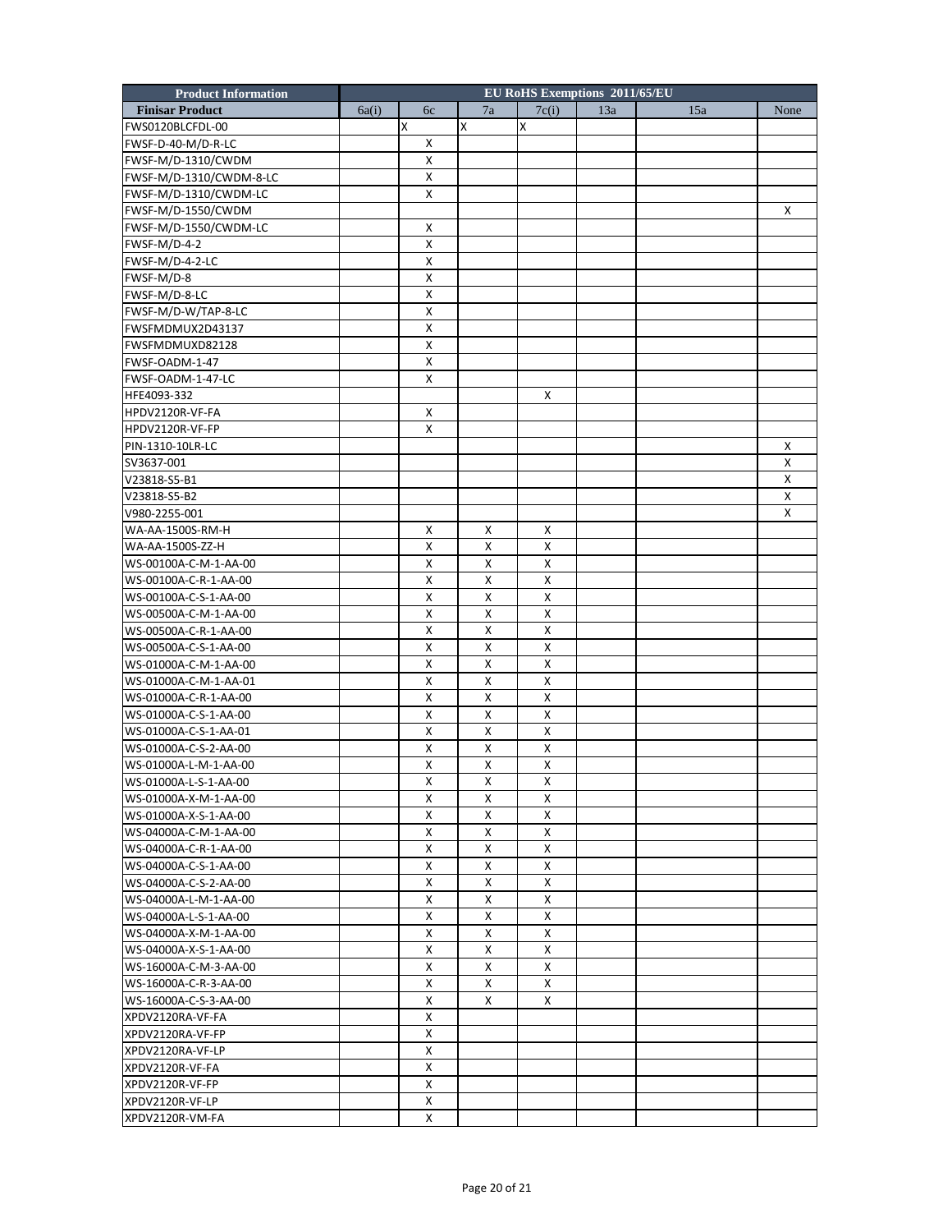| Product Information | EU RoHS Exemptions 2011/65/EU | | | | | | |
|---|---|---|---|---|---|---|---|
| Finisar Product | 6a(i) | 6c | 7a | 7c(i) | 13a | 15a | None |
| FWS0120BLCFDL-00 | | X | X | X | | | |
| FWSF-D-40-M/D-R-LC | | X | | | | | |
| FWSF-M/D-1310/CWDM | | X | | | | | |
| FWSF-M/D-1310/CWDM-8-LC | | X | | | | | |
| FWSF-M/D-1310/CWDM-LC | | X | | | | | |
| FWSF-M/D-1550/CWDM | | | | | | | X |
| FWSF-M/D-1550/CWDM-LC | | X | | | | | |
| FWSF-M/D-4-2 | | X | | | | | |
| FWSF-M/D-4-2-LC | | X | | | | | |
| FWSF-M/D-8 | | X | | | | | |
| FWSF-M/D-8-LC | | X | | | | | |
| FWSF-M/D-W/TAP-8-LC | | X | | | | | |
| FWSFMDMUX2D43137 | | X | | | | | |
| FWSFMDMUXD82128 | | X | | | | | |
| FWSF-OADM-1-47 | | X | | | | | |
| FWSF-OADM-1-47-LC | | X | | | | | |
| HFE4093-332 | | | | X | | | |
| HPDV2120R-VF-FA | | X | | | | | |
| HPDV2120R-VF-FP | | X | | | | | |
| PIN-1310-10LR-LC | | | | | | | X |
| SV3637-001 | | | | | | | X |
| V23818-S5-B1 | | | | | | | X |
| V23818-S5-B2 | | | | | | | X |
| V980-2255-001 | | | | | | | X |
| WA-AA-1500S-RM-H | | X | X | X | | | |
| WA-AA-1500S-ZZ-H | | X | X | X | | | |
| WS-00100A-C-M-1-AA-00 | | X | X | X | | | |
| WS-00100A-C-R-1-AA-00 | | X | X | X | | | |
| WS-00100A-C-S-1-AA-00 | | X | X | X | | | |
| WS-00500A-C-M-1-AA-00 | | X | X | X | | | |
| WS-00500A-C-R-1-AA-00 | | X | X | X | | | |
| WS-00500A-C-S-1-AA-00 | | X | X | X | | | |
| WS-01000A-C-M-1-AA-00 | | X | X | X | | | |
| WS-01000A-C-M-1-AA-01 | | X | X | X | | | |
| WS-01000A-C-R-1-AA-00 | | X | X | X | | | |
| WS-01000A-C-S-1-AA-00 | | X | X | X | | | |
| WS-01000A-C-S-1-AA-01 | | X | X | X | | | |
| WS-01000A-C-S-2-AA-00 | | X | X | X | | | |
| WS-01000A-L-M-1-AA-00 | | X | X | X | | | |
| WS-01000A-L-S-1-AA-00 | | X | X | X | | | |
| WS-01000A-X-M-1-AA-00 | | X | X | X | | | |
| WS-01000A-X-S-1-AA-00 | | X | X | X | | | |
| WS-04000A-C-M-1-AA-00 | | X | X | X | | | |
| WS-04000A-C-R-1-AA-00 | | X | X | X | | | |
| WS-04000A-C-S-1-AA-00 | | X | X | X | | | |
| WS-04000A-C-S-2-AA-00 | | X | X | X | | | |
| WS-04000A-L-M-1-AA-00 | | X | X | X | | | |
| WS-04000A-L-S-1-AA-00 | | X | X | X | | | |
| WS-04000A-X-M-1-AA-00 | | X | X | X | | | |
| WS-04000A-X-S-1-AA-00 | | X | X | X | | | |
| WS-16000A-C-M-3-AA-00 | | X | X | X | | | |
| WS-16000A-C-R-3-AA-00 | | X | X | X | | | |
| WS-16000A-C-S-3-AA-00 | | X | X | X | | | |
| XPDV2120RA-VF-FA | | X | | | | | |
| XPDV2120RA-VF-FP | | X | | | | | |
| XPDV2120RA-VF-LP | | X | | | | | |
| XPDV2120R-VF-FA | | X | | | | | |
| XPDV2120R-VF-FP | | X | | | | | |
| XPDV2120R-VF-LP | | X | | | | | |
| XPDV2120R-VM-FA | | X | | | | | |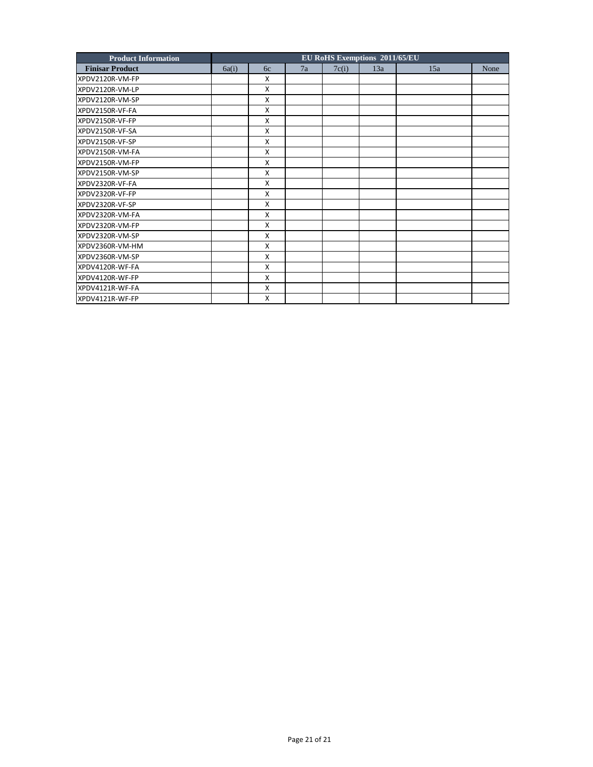| Product Information | EU RoHS Exemptions 2011/65/EU | | | | | | |
|---|---|---|---|---|---|---|---|
| **Finisar Product** | 6a(i) | 6c | 7a | 7c(i) | 13a | 15a | None |
| XPDV2120R-VM-FP | | X | | | | | |
| XPDV2120R-VM-LP | | X | | | | | |
| XPDV2120R-VM-SP | | X | | | | | |
| XPDV2150R-VF-FA | | X | | | | | |
| XPDV2150R-VF-FP | | X | | | | | |
| XPDV2150R-VF-SA | | X | | | | | |
| XPDV2150R-VF-SP | | X | | | | | |
| XPDV2150R-VM-FA | | X | | | | | |
| XPDV2150R-VM-FP | | X | | | | | |
| XPDV2150R-VM-SP | | X | | | | | |
| XPDV2320R-VF-FA | | X | | | | | |
| XPDV2320R-VF-FP | | X | | | | | |
| XPDV2320R-VF-SP | | X | | | | | |
| XPDV2320R-VM-FA | | X | | | | | |
| XPDV2320R-VM-FP | | X | | | | | |
| XPDV2320R-VM-SP | | X | | | | | |
| XPDV2360R-VM-HM | | X | | | | | |
| XPDV2360R-VM-SP | | X | | | | | |
| XPDV4120R-WF-FA | | X | | | | | |
| XPDV4120R-WF-FP | | X | | | | | |
| XPDV4121R-WF-FA | | X | | | | | |
| XPDV4121R-WF-FP | | X | | | | | |